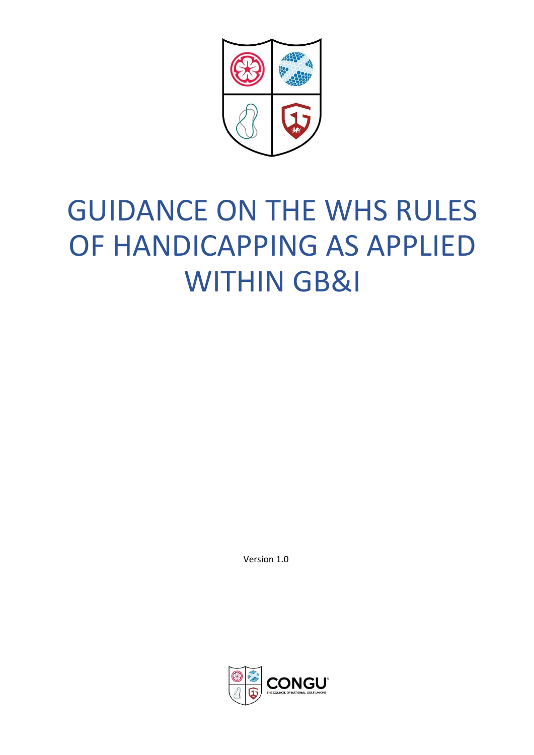# GUIDANCE ON THE WHS RULES OF HANDICAPPING AS APPLIED WITHIN GB&I

Version 1.0

CONGU
THE COUNCIL OF NATIONAL GOLF UNIONS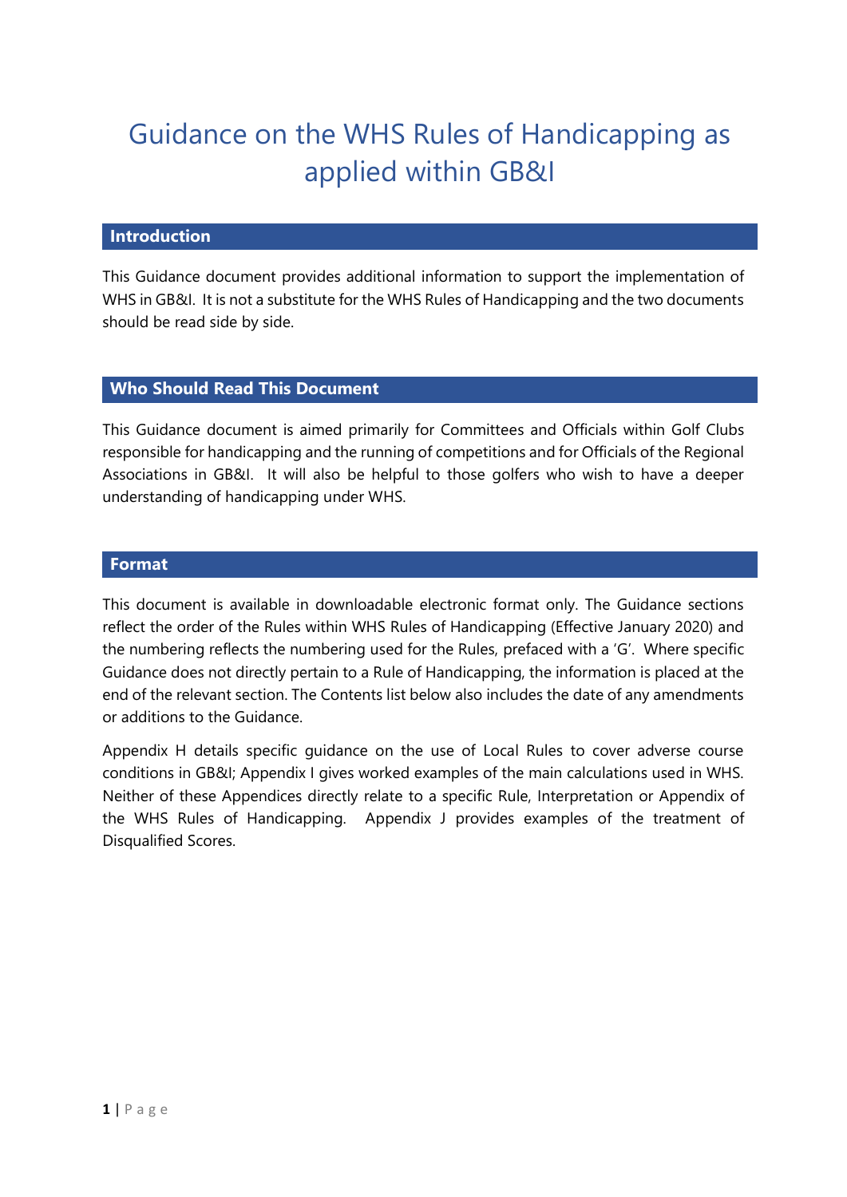# Guidance on the WHS Rules of Handicapping as applied within GB&I

## Introduction

This Guidance document provides additional information to support the implementation of WHS in GB&I. It is not a substitute for the WHS Rules of Handicapping and the two documents should be read side by side.

## Who Should Read This Document

This Guidance document is aimed primarily for Committees and Officials within Golf Clubs responsible for handicapping and the running of competitions and for Officials of the Regional Associations in GB&I. It will also be helpful to those golfers who wish to have a deeper understanding of handicapping under WHS.

## Format

This document is available in downloadable electronic format only. The Guidance sections reflect the order of the Rules within WHS Rules of Handicapping (Effective January 2020) and the numbering reflects the numbering used for the Rules, prefaced with a 'G'. Where specific Guidance does not directly pertain to a Rule of Handicapping, the information is placed at the end of the relevant section. The Contents list below also includes the date of any amendments or additions to the Guidance.

Appendix H details specific guidance on the use of Local Rules to cover adverse course conditions in GB&I; Appendix I gives worked examples of the main calculations used in WHS. Neither of these Appendices directly relate to a specific Rule, Interpretation or Appendix of the WHS Rules of Handicapping. Appendix J provides examples of the treatment of Disqualified Scores.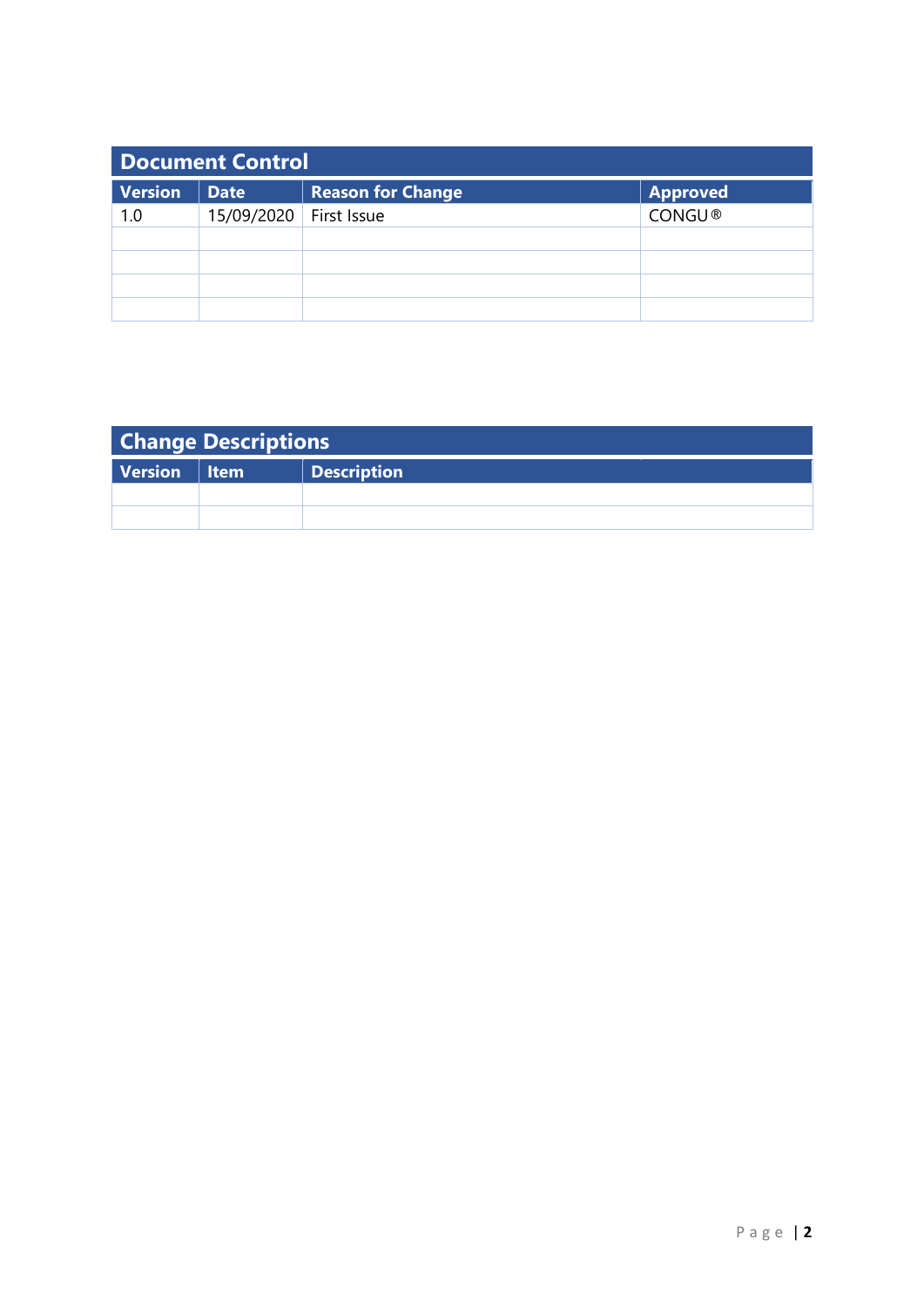## Document Control

| Version | Date | Reason for Change | Approved |
|---|---|---|---|
| 1.0 | 15/09/2020 | First Issue | CONGU® |
| | | | |
| | | | |
| | | | |
| | | | |

## Change Descriptions

| Version | Item | Description |
|---|---|---|
| | | |
| | | |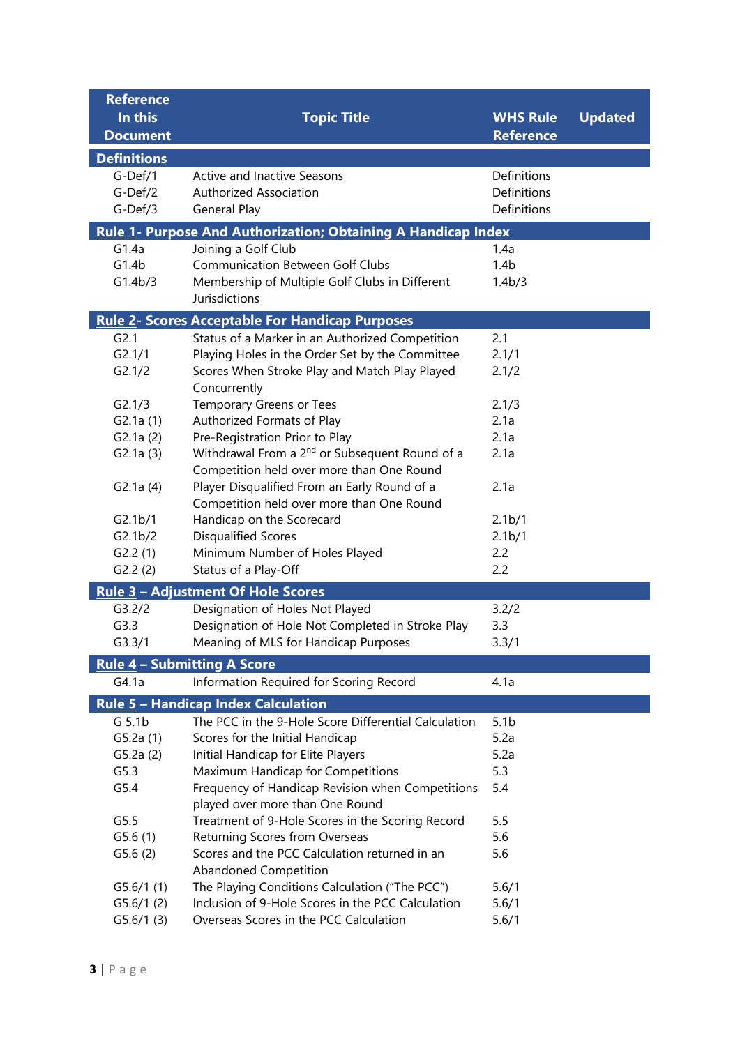| Reference In this Document | Topic Title | WHS Rule Reference | Updated |
|---|---|---|---|
| **Definitions** | | | |
| G-Def/1 | Active and Inactive Seasons | Definitions | |
| G-Def/2 | Authorized Association | Definitions | |
| G-Def/3 | General Play | Definitions | |
| **Rule 1- Purpose And Authorization; Obtaining A Handicap Index** | | | |
| G1.4a | Joining a Golf Club | 1.4a | |
| G1.4b | Communication Between Golf Clubs | 1.4b | |
| G1.4b/3 | Membership of Multiple Golf Clubs in Different Jurisdictions | 1.4b/3 | |
| **Rule 2- Scores Acceptable For Handicap Purposes** | | | |
| G2.1 | Status of a Marker in an Authorized Competition | 2.1 | |
| G2.1/1 | Playing Holes in the Order Set by the Committee | 2.1/1 | |
| G2.1/2 | Scores When Stroke Play and Match Play Played Concurrently | 2.1/2 | |
| G2.1/3 | Temporary Greens or Tees | 2.1/3 | |
| G2.1a (1) | Authorized Formats of Play | 2.1a | |
| G2.1a (2) | Pre-Registration Prior to Play | 2.1a | |
| G2.1a (3) | Withdrawal From a 2nd or Subsequent Round of a Competition held over more than One Round | 2.1a | |
| G2.1a (4) | Player Disqualified From an Early Round of a Competition held over more than One Round | 2.1a | |
| G2.1b/1 | Handicap on the Scorecard | 2.1b/1 | |
| G2.1b/2 | Disqualified Scores | 2.1b/1 | |
| G2.2 (1) | Minimum Number of Holes Played | 2.2 | |
| G2.2 (2) | Status of a Play-Off | 2.2 | |
| **Rule 3 – Adjustment Of Hole Scores** | | | |
| G3.2/2 | Designation of Holes Not Played | 3.2/2 | |
| G3.3 | Designation of Hole Not Completed in Stroke Play | 3.3 | |
| G3.3/1 | Meaning of MLS for Handicap Purposes | 3.3/1 | |
| **Rule 4 – Submitting A Score** | | | |
| G4.1a | Information Required for Scoring Record | 4.1a | |
| **Rule 5 – Handicap Index Calculation** | | | |
| G 5.1b | The PCC in the 9-Hole Score Differential Calculation | 5.1b | |
| G5.2a (1) | Scores for the Initial Handicap | 5.2a | |
| G5.2a (2) | Initial Handicap for Elite Players | 5.2a | |
| G5.3 | Maximum Handicap for Competitions | 5.3 | |
| G5.4 | Frequency of Handicap Revision when Competitions played over more than One Round | 5.4 | |
| G5.5 | Treatment of 9-Hole Scores in the Scoring Record | 5.5 | |
| G5.6 (1) | Returning Scores from Overseas | 5.6 | |
| G5.6 (2) | Scores and the PCC Calculation returned in an Abandoned Competition | 5.6 | |
| G5.6/1 (1) | The Playing Conditions Calculation ("The PCC") | 5.6/1 | |
| G5.6/1 (2) | Inclusion of 9-Hole Scores in the PCC Calculation | 5.6/1 | |
| G5.6/1 (3) | Overseas Scores in the PCC Calculation | 5.6/1 | |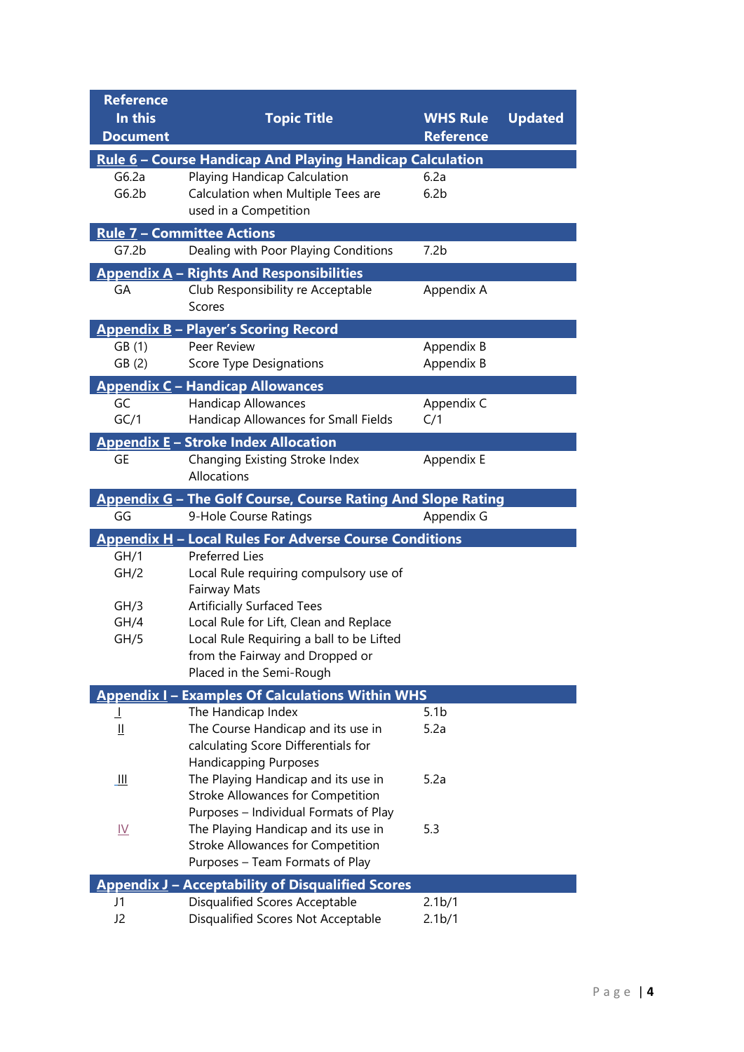| Reference In this Document | Topic Title | WHS Rule Reference | Updated |
|---|---|---|---|
| **Rule 6 – Course Handicap And Playing Handicap Calculation** | | | |
| G6.2a | Playing Handicap Calculation | 6.2a | |
| G6.2b | Calculation when Multiple Tees are used in a Competition | 6.2b | |
| **Rule 7 – Committee Actions** | | | |
| G7.2b | Dealing with Poor Playing Conditions | 7.2b | |
| **Appendix A – Rights And Responsibilities** | | | |
| GA | Club Responsibility re Acceptable Scores | Appendix A | |
| **Appendix B – Player's Scoring Record** | | | |
| GB (1) | Peer Review | Appendix B | |
| GB (2) | Score Type Designations | Appendix B | |
| **Appendix C – Handicap Allowances** | | | |
| GC | Handicap Allowances | Appendix C | |
| GC/1 | Handicap Allowances for Small Fields | C/1 | |
| **Appendix E – Stroke Index Allocation** | | | |
| GE | Changing Existing Stroke Index Allocations | Appendix E | |
| **Appendix G – The Golf Course, Course Rating And Slope Rating** | | | |
| GG | 9-Hole Course Ratings | Appendix G | |
| **Appendix H – Local Rules For Adverse Course Conditions** | | | |
| GH/1 | Preferred Lies | | |
| GH/2 | Local Rule requiring compulsory use of Fairway Mats | | |
| GH/3 | Artificially Surfaced Tees | | |
| GH/4 | Local Rule for Lift, Clean and Replace | | |
| GH/5 | Local Rule Requiring a ball to be Lifted from the Fairway and Dropped or Placed in the Semi-Rough | | |
| **Appendix I – Examples Of Calculations Within WHS** | | | |
| I | The Handicap Index | 5.1b | |
| II | The Course Handicap and its use in calculating Score Differentials for Handicapping Purposes | 5.2a | |
| III | The Playing Handicap and its use in Stroke Allowances for Competition Purposes – Individual Formats of Play | 5.2a | |
| IV | The Playing Handicap and its use in Stroke Allowances for Competition Purposes – Team Formats of Play | 5.3 | |
| **Appendix J – Acceptability of Disqualified Scores** | | | |
| J1 | Disqualified Scores Acceptable | 2.1b/1 | |
| J2 | Disqualified Scores Not Acceptable | 2.1b/1 | |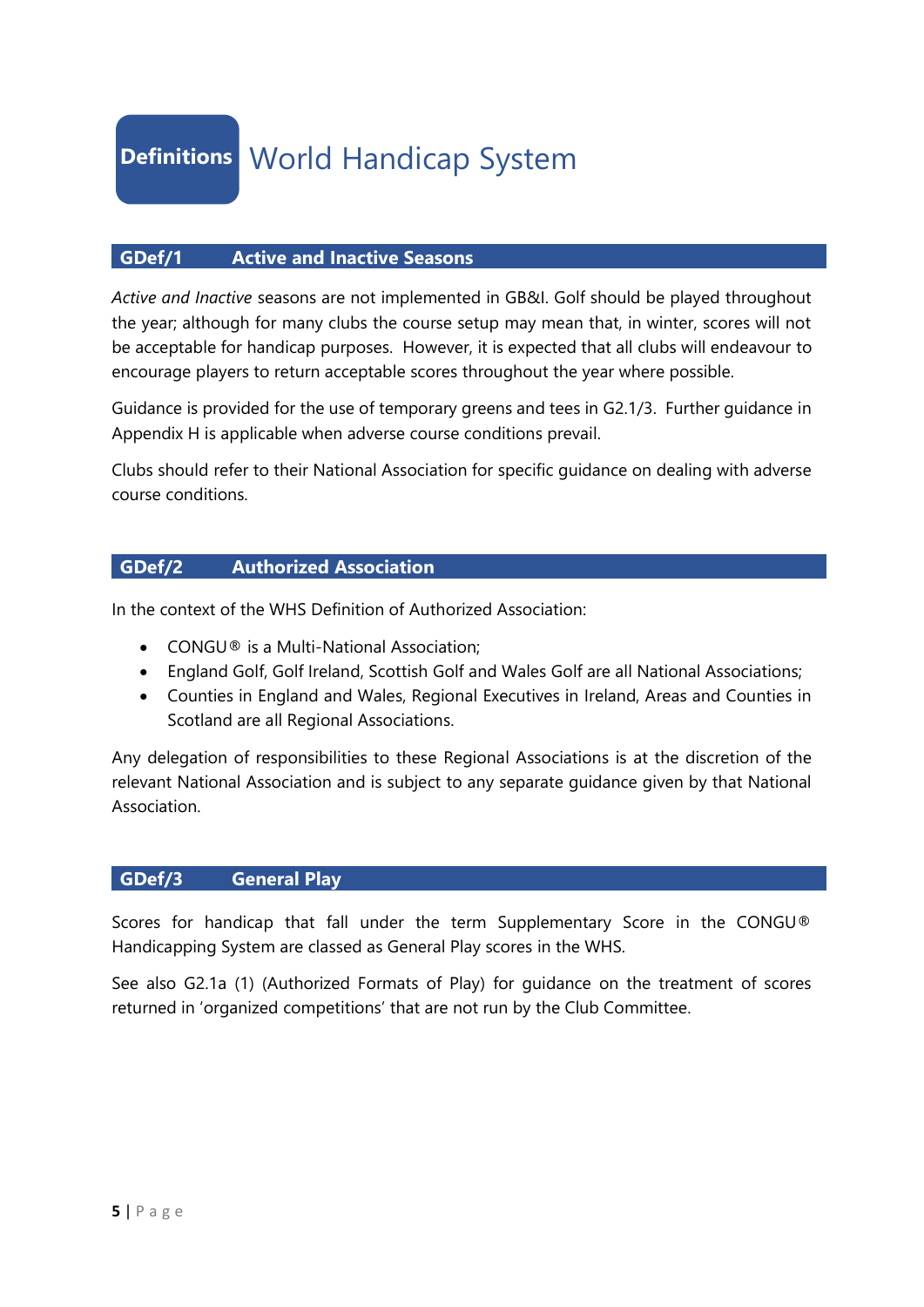# Definitions World Handicap System

## GDef/1 Active and Inactive Seasons

*Active and Inactive* seasons are not implemented in GB&I. Golf should be played throughout the year; although for many clubs the course setup may mean that, in winter, scores will not be acceptable for handicap purposes. However, it is expected that all clubs will endeavour to encourage players to return acceptable scores throughout the year where possible.

Guidance is provided for the use of temporary greens and tees in G2.1/3. Further guidance in Appendix H is applicable when adverse course conditions prevail.

Clubs should refer to their National Association for specific guidance on dealing with adverse course conditions.

## GDef/2 Authorized Association

In the context of the WHS Definition of Authorized Association:

- CONGU® is a Multi-National Association;
- England Golf, Golf Ireland, Scottish Golf and Wales Golf are all National Associations;
- Counties in England and Wales, Regional Executives in Ireland, Areas and Counties in Scotland are all Regional Associations.

Any delegation of responsibilities to these Regional Associations is at the discretion of the relevant National Association and is subject to any separate guidance given by that National Association.

## GDef/3 General Play

Scores for handicap that fall under the term Supplementary Score in the CONGU® Handicapping System are classed as General Play scores in the WHS.

See also G2.1a (1) (Authorized Formats of Play) for guidance on the treatment of scores returned in 'organized competitions' that are not run by the Club Committee.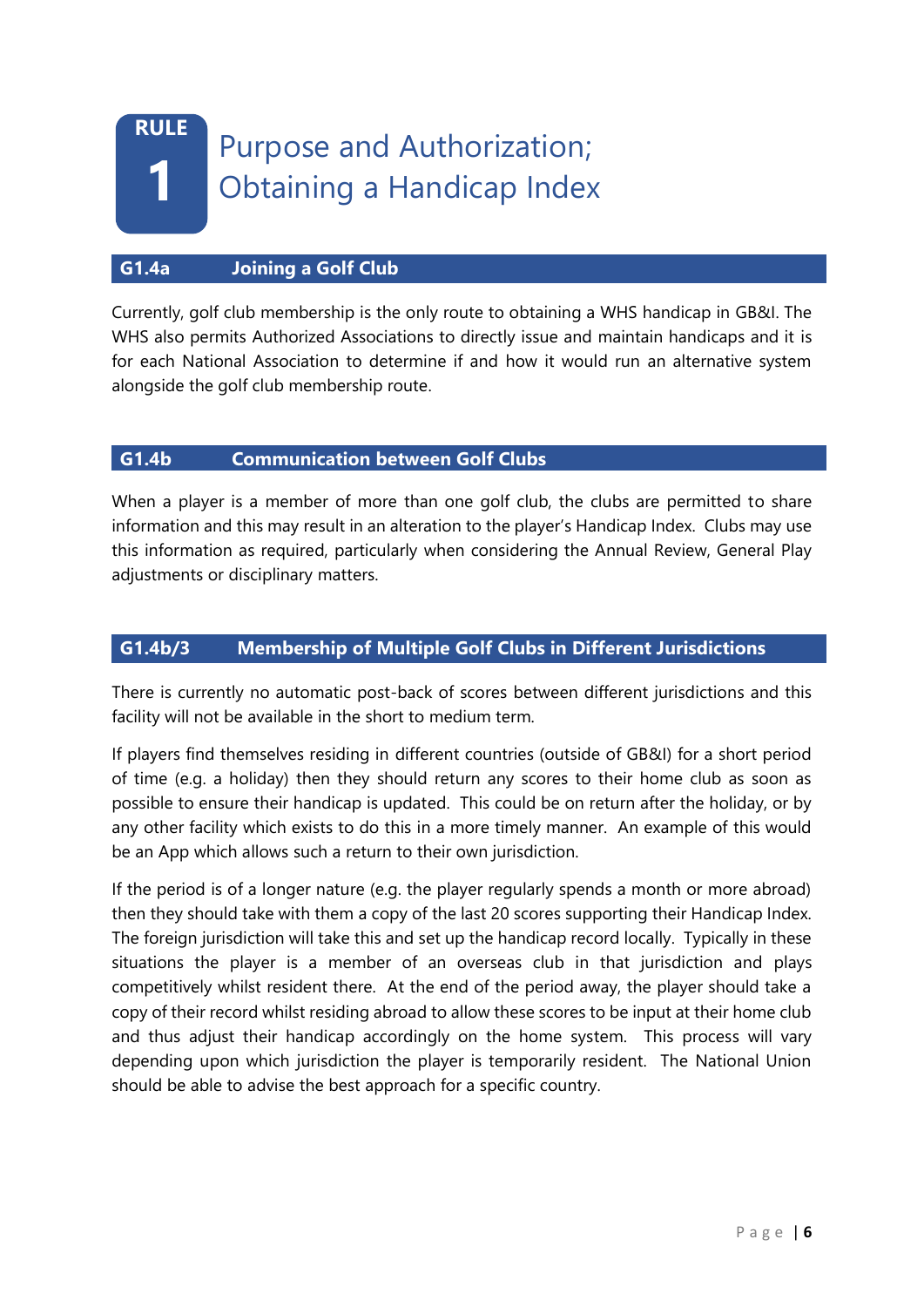# RULE 1 Purpose and Authorization; Obtaining a Handicap Index

## G1.4a Joining a Golf Club

Currently, golf club membership is the only route to obtaining a WHS handicap in GB&I. The WHS also permits Authorized Associations to directly issue and maintain handicaps and it is for each National Association to determine if and how it would run an alternative system alongside the golf club membership route.

## G1.4b Communication between Golf Clubs

When a player is a member of more than one golf club, the clubs are permitted to share information and this may result in an alteration to the player's Handicap Index. Clubs may use this information as required, particularly when considering the Annual Review, General Play adjustments or disciplinary matters.

## G1.4b/3 Membership of Multiple Golf Clubs in Different Jurisdictions

There is currently no automatic post-back of scores between different jurisdictions and this facility will not be available in the short to medium term.

If players find themselves residing in different countries (outside of GB&I) for a short period of time (e.g. a holiday) then they should return any scores to their home club as soon as possible to ensure their handicap is updated. This could be on return after the holiday, or by any other facility which exists to do this in a more timely manner. An example of this would be an App which allows such a return to their own jurisdiction.

If the period is of a longer nature (e.g. the player regularly spends a month or more abroad) then they should take with them a copy of the last 20 scores supporting their Handicap Index. The foreign jurisdiction will take this and set up the handicap record locally. Typically in these situations the player is a member of an overseas club in that jurisdiction and plays competitively whilst resident there. At the end of the period away, the player should take a copy of their record whilst residing abroad to allow these scores to be input at their home club and thus adjust their handicap accordingly on the home system. This process will vary depending upon which jurisdiction the player is temporarily resident. The National Union should be able to advise the best approach for a specific country.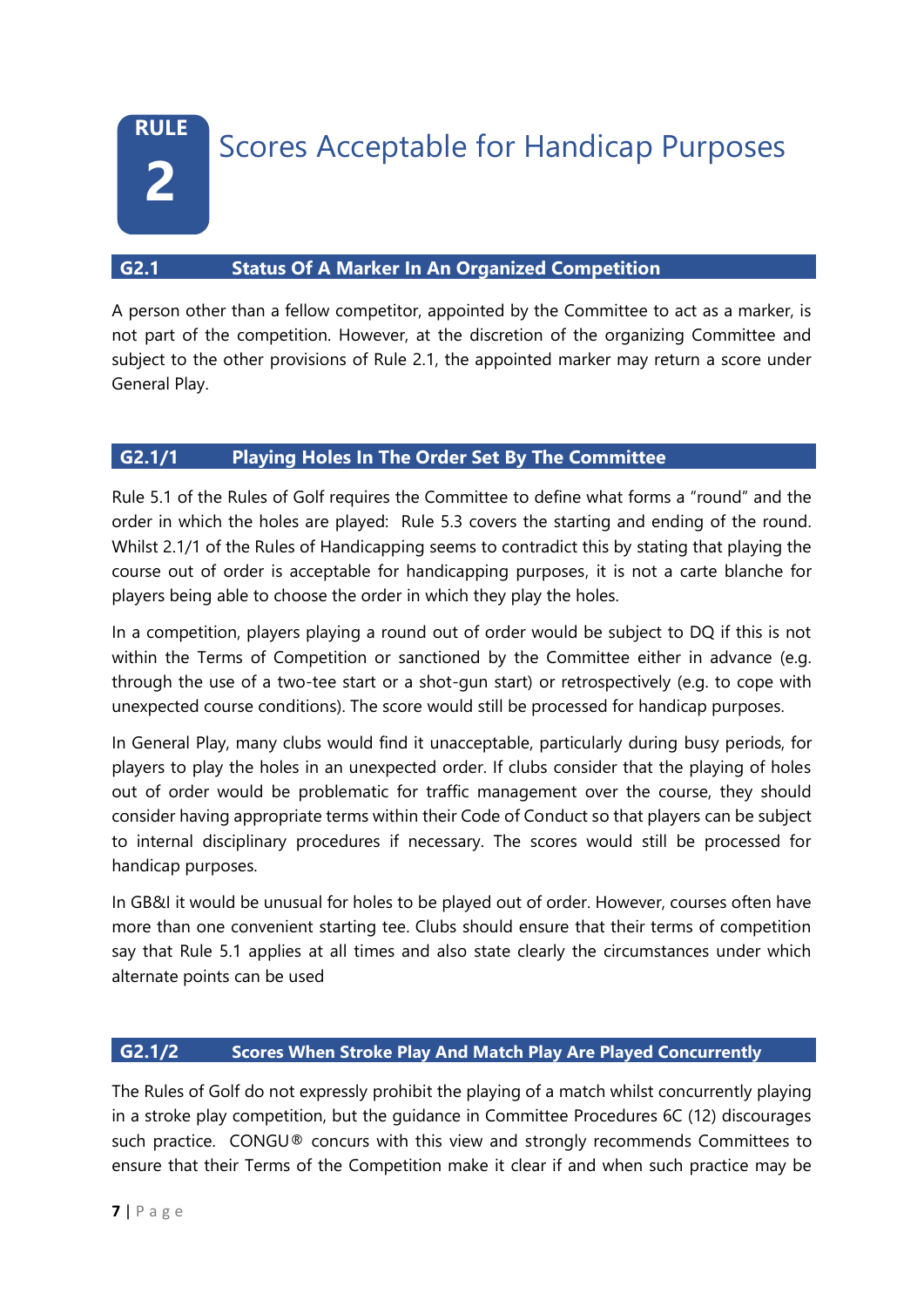# RULE 2 Scores Acceptable for Handicap Purposes

## G2.1 Status Of A Marker In An Organized Competition

A person other than a fellow competitor, appointed by the Committee to act as a marker, is not part of the competition. However, at the discretion of the organizing Committee and subject to the other provisions of Rule 2.1, the appointed marker may return a score under General Play.

## G2.1/1 Playing Holes In The Order Set By The Committee

Rule 5.1 of the Rules of Golf requires the Committee to define what forms a "round" and the order in which the holes are played: Rule 5.3 covers the starting and ending of the round. Whilst 2.1/1 of the Rules of Handicapping seems to contradict this by stating that playing the course out of order is acceptable for handicapping purposes, it is not a carte blanche for players being able to choose the order in which they play the holes.

In a competition, players playing a round out of order would be subject to DQ if this is not within the Terms of Competition or sanctioned by the Committee either in advance (e.g. through the use of a two-tee start or a shot-gun start) or retrospectively (e.g. to cope with unexpected course conditions). The score would still be processed for handicap purposes.

In General Play, many clubs would find it unacceptable, particularly during busy periods, for players to play the holes in an unexpected order. If clubs consider that the playing of holes out of order would be problematic for traffic management over the course, they should consider having appropriate terms within their Code of Conduct so that players can be subject to internal disciplinary procedures if necessary. The scores would still be processed for handicap purposes.

In GB&I it would be unusual for holes to be played out of order. However, courses often have more than one convenient starting tee. Clubs should ensure that their terms of competition say that Rule 5.1 applies at all times and also state clearly the circumstances under which alternate points can be used

## G2.1/2 Scores When Stroke Play And Match Play Are Played Concurrently

The Rules of Golf do not expressly prohibit the playing of a match whilst concurrently playing in a stroke play competition, but the guidance in Committee Procedures 6C (12) discourages such practice. CONGU® concurs with this view and strongly recommends Committees to ensure that their Terms of the Competition make it clear if and when such practice may be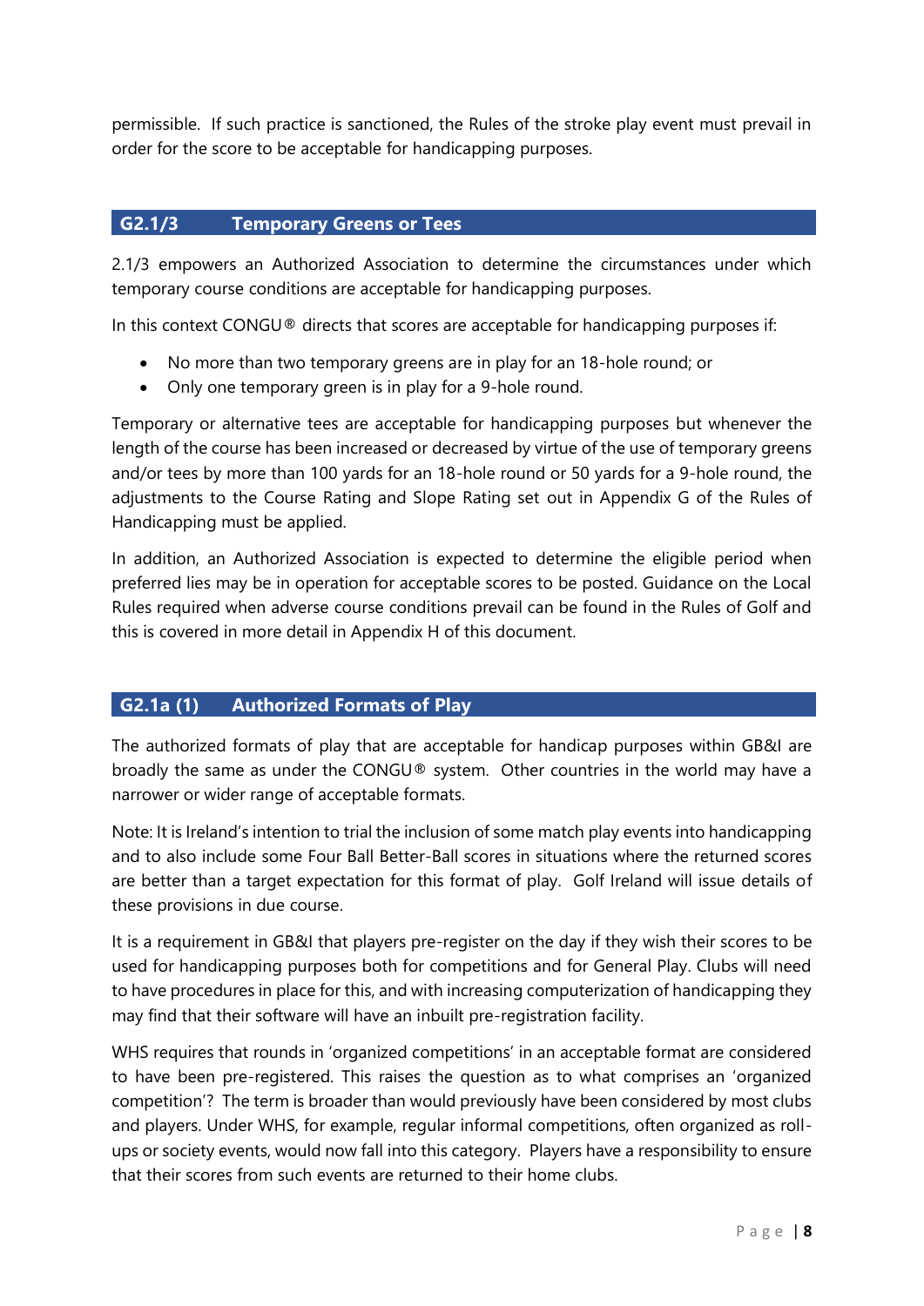permissible. If such practice is sanctioned, the Rules of the stroke play event must prevail in order for the score to be acceptable for handicapping purposes.

## G2.1/3 Temporary Greens or Tees

2.1/3 empowers an Authorized Association to determine the circumstances under which temporary course conditions are acceptable for handicapping purposes.

In this context CONGU® directs that scores are acceptable for handicapping purposes if:

- No more than two temporary greens are in play for an 18-hole round; or
- Only one temporary green is in play for a 9-hole round.

Temporary or alternative tees are acceptable for handicapping purposes but whenever the length of the course has been increased or decreased by virtue of the use of temporary greens and/or tees by more than 100 yards for an 18-hole round or 50 yards for a 9-hole round, the adjustments to the Course Rating and Slope Rating set out in Appendix G of the Rules of Handicapping must be applied.

In addition, an Authorized Association is expected to determine the eligible period when preferred lies may be in operation for acceptable scores to be posted. Guidance on the Local Rules required when adverse course conditions prevail can be found in the Rules of Golf and this is covered in more detail in Appendix H of this document.

## G2.1a (1) Authorized Formats of Play

The authorized formats of play that are acceptable for handicap purposes within GB&I are broadly the same as under the CONGU® system. Other countries in the world may have a narrower or wider range of acceptable formats.

Note: It is Ireland's intention to trial the inclusion of some match play events into handicapping and to also include some Four Ball Better-Ball scores in situations where the returned scores are better than a target expectation for this format of play. Golf Ireland will issue details of these provisions in due course.

It is a requirement in GB&I that players pre-register on the day if they wish their scores to be used for handicapping purposes both for competitions and for General Play. Clubs will need to have procedures in place for this, and with increasing computerization of handicapping they may find that their software will have an inbuilt pre-registration facility.

WHS requires that rounds in 'organized competitions' in an acceptable format are considered to have been pre-registered. This raises the question as to what comprises an 'organized competition'? The term is broader than would previously have been considered by most clubs and players. Under WHS, for example, regular informal competitions, often organized as roll-ups or society events, would now fall into this category. Players have a responsibility to ensure that their scores from such events are returned to their home clubs.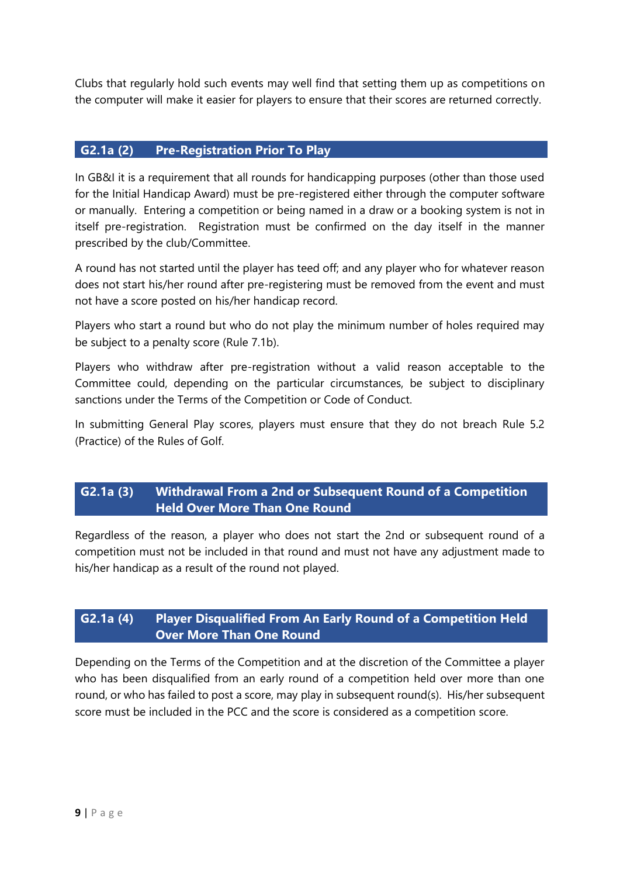Clubs that regularly hold such events may well find that setting them up as competitions on the computer will make it easier for players to ensure that their scores are returned correctly.

## G2.1a (2) Pre-Registration Prior To Play

In GB&I it is a requirement that all rounds for handicapping purposes (other than those used for the Initial Handicap Award) must be pre-registered either through the computer software or manually. Entering a competition or being named in a draw or a booking system is not in itself pre-registration. Registration must be confirmed on the day itself in the manner prescribed by the club/Committee.

A round has not started until the player has teed off; and any player who for whatever reason does not start his/her round after pre-registering must be removed from the event and must not have a score posted on his/her handicap record.

Players who start a round but who do not play the minimum number of holes required may be subject to a penalty score (Rule 7.1b).

Players who withdraw after pre-registration without a valid reason acceptable to the Committee could, depending on the particular circumstances, be subject to disciplinary sanctions under the Terms of the Competition or Code of Conduct.

In submitting General Play scores, players must ensure that they do not breach Rule 5.2 (Practice) of the Rules of Golf.

## G2.1a (3) Withdrawal From a 2nd or Subsequent Round of a Competition Held Over More Than One Round

Regardless of the reason, a player who does not start the 2nd or subsequent round of a competition must not be included in that round and must not have any adjustment made to his/her handicap as a result of the round not played.

## G2.1a (4) Player Disqualified From An Early Round of a Competition Held Over More Than One Round

Depending on the Terms of the Competition and at the discretion of the Committee a player who has been disqualified from an early round of a competition held over more than one round, or who has failed to post a score, may play in subsequent round(s). His/her subsequent score must be included in the PCC and the score is considered as a competition score.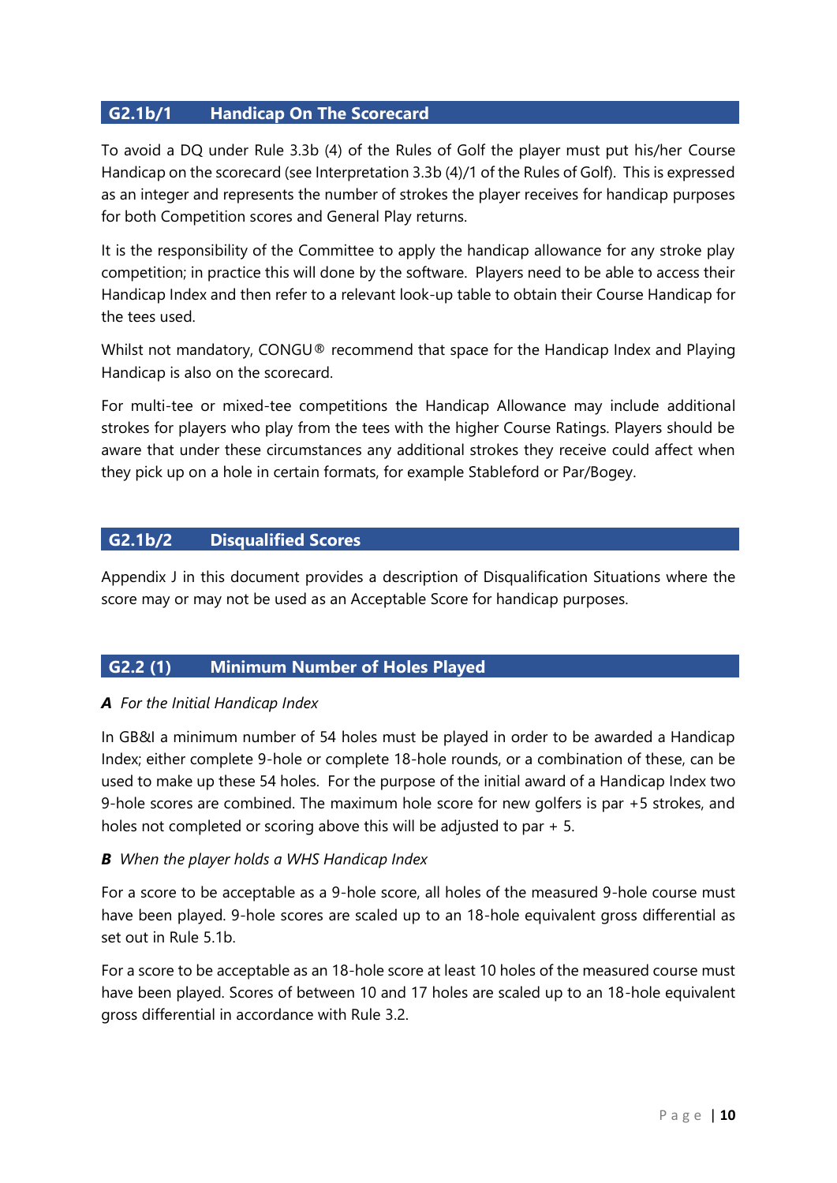## G2.1b/1 Handicap On The Scorecard

To avoid a DQ under Rule 3.3b (4) of the Rules of Golf the player must put his/her Course Handicap on the scorecard (see Interpretation 3.3b (4)/1 of the Rules of Golf). This is expressed as an integer and represents the number of strokes the player receives for handicap purposes for both Competition scores and General Play returns.

It is the responsibility of the Committee to apply the handicap allowance for any stroke play competition; in practice this will done by the software. Players need to be able to access their Handicap Index and then refer to a relevant look-up table to obtain their Course Handicap for the tees used.

Whilst not mandatory, CONGU® recommend that space for the Handicap Index and Playing Handicap is also on the scorecard.

For multi-tee or mixed-tee competitions the Handicap Allowance may include additional strokes for players who play from the tees with the higher Course Ratings. Players should be aware that under these circumstances any additional strokes they receive could affect when they pick up on a hole in certain formats, for example Stableford or Par/Bogey.

## G2.1b/2 Disqualified Scores

Appendix J in this document provides a description of Disqualification Situations where the score may or may not be used as an Acceptable Score for handicap purposes.

## G2.2 (1) Minimum Number of Holes Played

***A*** *For the Initial Handicap Index*

In GB&I a minimum number of 54 holes must be played in order to be awarded a Handicap Index; either complete 9-hole or complete 18-hole rounds, or a combination of these, can be used to make up these 54 holes. For the purpose of the initial award of a Handicap Index two 9-hole scores are combined. The maximum hole score for new golfers is par +5 strokes, and holes not completed or scoring above this will be adjusted to par + 5.

***B*** *When the player holds a WHS Handicap Index*

For a score to be acceptable as a 9-hole score, all holes of the measured 9-hole course must have been played. 9-hole scores are scaled up to an 18-hole equivalent gross differential as set out in Rule 5.1b.

For a score to be acceptable as an 18-hole score at least 10 holes of the measured course must have been played. Scores of between 10 and 17 holes are scaled up to an 18-hole equivalent gross differential in accordance with Rule 3.2.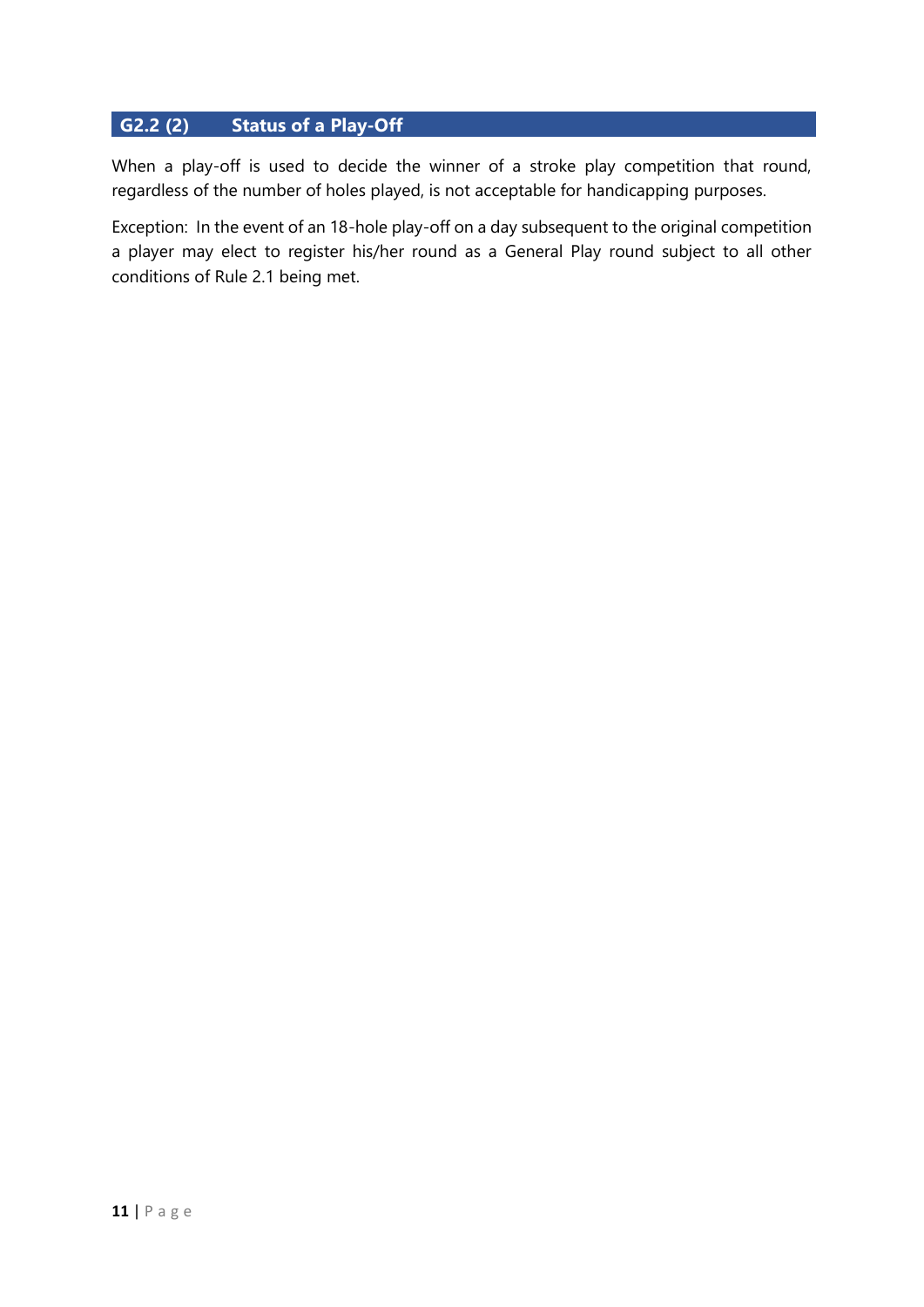## G2.2 (2) Status of a Play-Off

When a play-off is used to decide the winner of a stroke play competition that round, regardless of the number of holes played, is not acceptable for handicapping purposes.

Exception: In the event of an 18-hole play-off on a day subsequent to the original competition a player may elect to register his/her round as a General Play round subject to all other conditions of Rule 2.1 being met.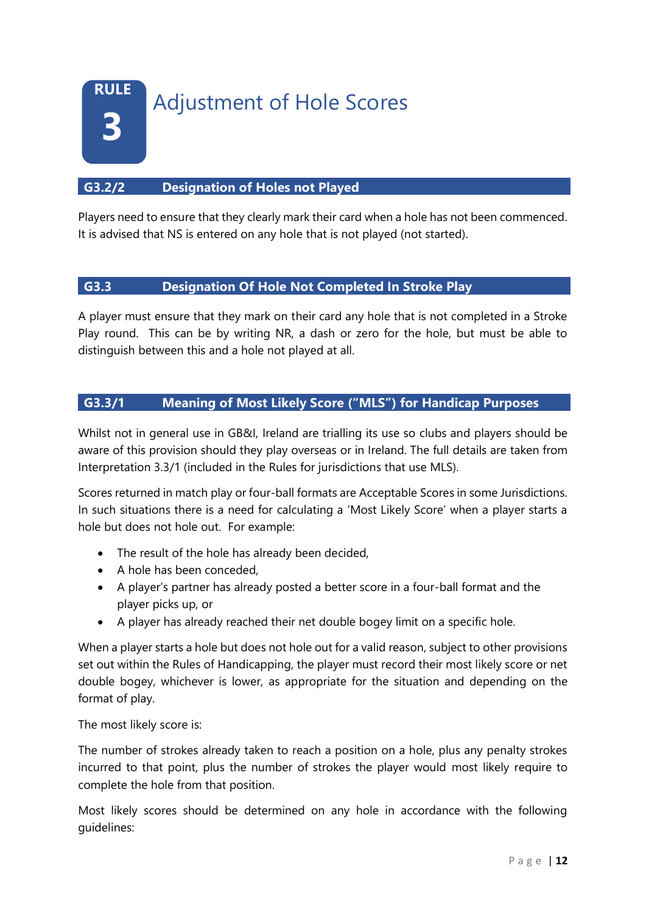# RULE 3 Adjustment of Hole Scores

## G3.2/2 Designation of Holes not Played

Players need to ensure that they clearly mark their card when a hole has not been commenced. It is advised that NS is entered on any hole that is not played (not started).

## G3.3 Designation Of Hole Not Completed In Stroke Play

A player must ensure that they mark on their card any hole that is not completed in a Stroke Play round. This can be by writing NR, a dash or zero for the hole, but must be able to distinguish between this and a hole not played at all.

## G3.3/1 Meaning of Most Likely Score ("MLS") for Handicap Purposes

Whilst not in general use in GB&I, Ireland are trialling its use so clubs and players should be aware of this provision should they play overseas or in Ireland. The full details are taken from Interpretation 3.3/1 (included in the Rules for jurisdictions that use MLS).

Scores returned in match play or four-ball formats are Acceptable Scores in some Jurisdictions. In such situations there is a need for calculating a 'Most Likely Score' when a player starts a hole but does not hole out. For example:

- The result of the hole has already been decided,
- A hole has been conceded,
- A player's partner has already posted a better score in a four-ball format and the player picks up, or
- A player has already reached their net double bogey limit on a specific hole.

When a player starts a hole but does not hole out for a valid reason, subject to other provisions set out within the Rules of Handicapping, the player must record their most likely score or net double bogey, whichever is lower, as appropriate for the situation and depending on the format of play.

The most likely score is:

The number of strokes already taken to reach a position on a hole, plus any penalty strokes incurred to that point, plus the number of strokes the player would most likely require to complete the hole from that position.

Most likely scores should be determined on any hole in accordance with the following guidelines: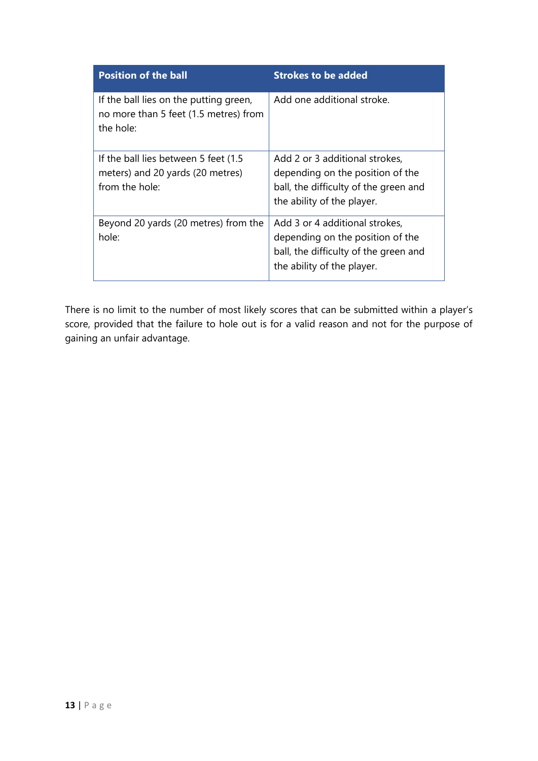| Position of the ball | Strokes to be added |
|---|---|
| If the ball lies on the putting green, no more than 5 feet (1.5 metres) from the hole: | Add one additional stroke. |
| If the ball lies between 5 feet (1.5 meters) and 20 yards (20 metres) from the hole: | Add 2 or 3 additional strokes, depending on the position of the ball, the difficulty of the green and the ability of the player. |
| Beyond 20 yards (20 metres) from the hole: | Add 3 or 4 additional strokes, depending on the position of the ball, the difficulty of the green and the ability of the player. |

There is no limit to the number of most likely scores that can be submitted within a player's score, provided that the failure to hole out is for a valid reason and not for the purpose of gaining an unfair advantage.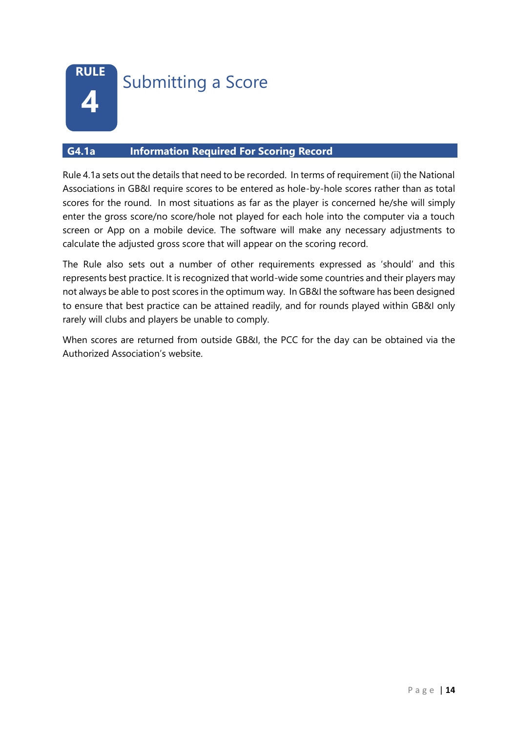# RULE 4 Submitting a Score

## G4.1a Information Required For Scoring Record

Rule 4.1a sets out the details that need to be recorded. In terms of requirement (ii) the National Associations in GB&I require scores to be entered as hole-by-hole scores rather than as total scores for the round. In most situations as far as the player is concerned he/she will simply enter the gross score/no score/hole not played for each hole into the computer via a touch screen or App on a mobile device. The software will make any necessary adjustments to calculate the adjusted gross score that will appear on the scoring record.

The Rule also sets out a number of other requirements expressed as 'should' and this represents best practice. It is recognized that world-wide some countries and their players may not always be able to post scores in the optimum way. In GB&I the software has been designed to ensure that best practice can be attained readily, and for rounds played within GB&I only rarely will clubs and players be unable to comply.

When scores are returned from outside GB&I, the PCC for the day can be obtained via the Authorized Association's website.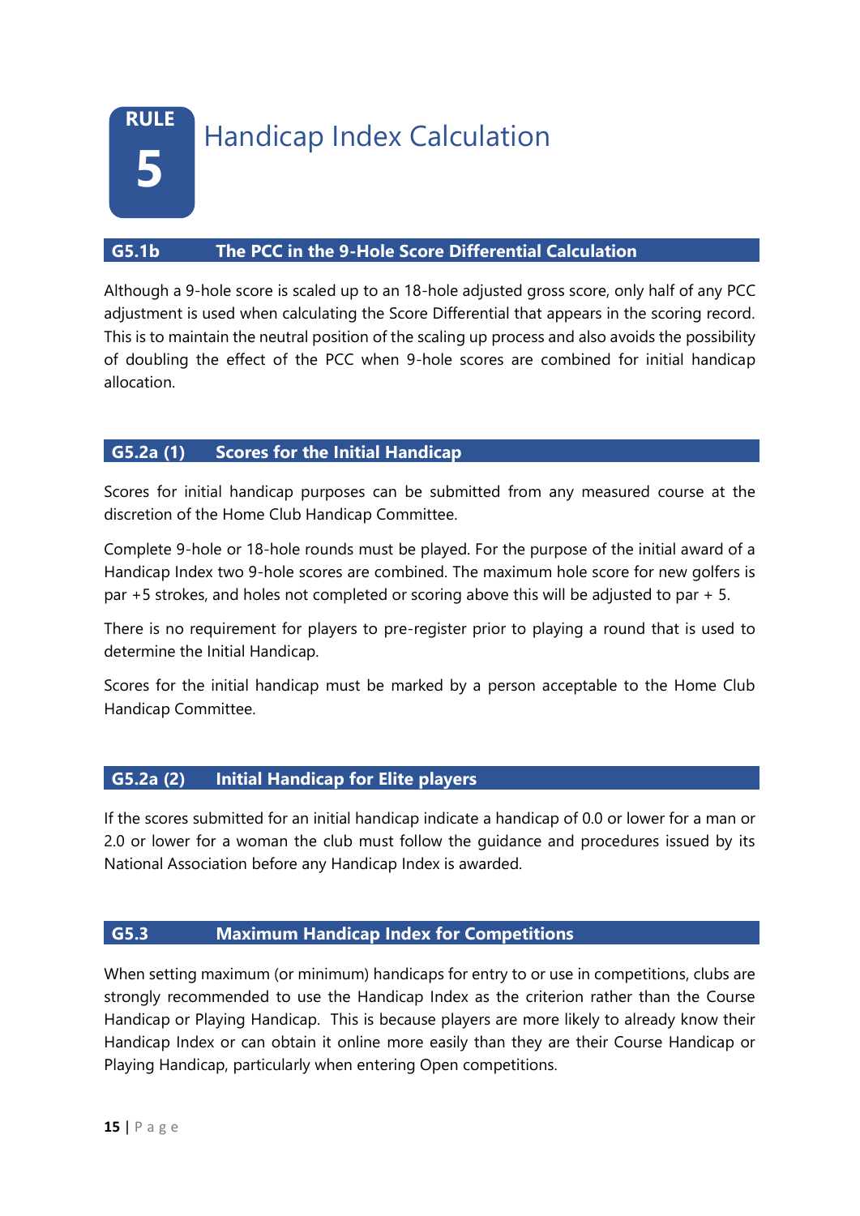# RULE 5 Handicap Index Calculation

## G5.1b The PCC in the 9-Hole Score Differential Calculation

Although a 9-hole score is scaled up to an 18-hole adjusted gross score, only half of any PCC adjustment is used when calculating the Score Differential that appears in the scoring record. This is to maintain the neutral position of the scaling up process and also avoids the possibility of doubling the effect of the PCC when 9-hole scores are combined for initial handicap allocation.

## G5.2a (1) Scores for the Initial Handicap

Scores for initial handicap purposes can be submitted from any measured course at the discretion of the Home Club Handicap Committee.

Complete 9-hole or 18-hole rounds must be played. For the purpose of the initial award of a Handicap Index two 9-hole scores are combined. The maximum hole score for new golfers is par +5 strokes, and holes not completed or scoring above this will be adjusted to par + 5.

There is no requirement for players to pre-register prior to playing a round that is used to determine the Initial Handicap.

Scores for the initial handicap must be marked by a person acceptable to the Home Club Handicap Committee.

## G5.2a (2) Initial Handicap for Elite players

If the scores submitted for an initial handicap indicate a handicap of 0.0 or lower for a man or 2.0 or lower for a woman the club must follow the guidance and procedures issued by its National Association before any Handicap Index is awarded.

## G5.3 Maximum Handicap Index for Competitions

When setting maximum (or minimum) handicaps for entry to or use in competitions, clubs are strongly recommended to use the Handicap Index as the criterion rather than the Course Handicap or Playing Handicap. This is because players are more likely to already know their Handicap Index or can obtain it online more easily than they are their Course Handicap or Playing Handicap, particularly when entering Open competitions.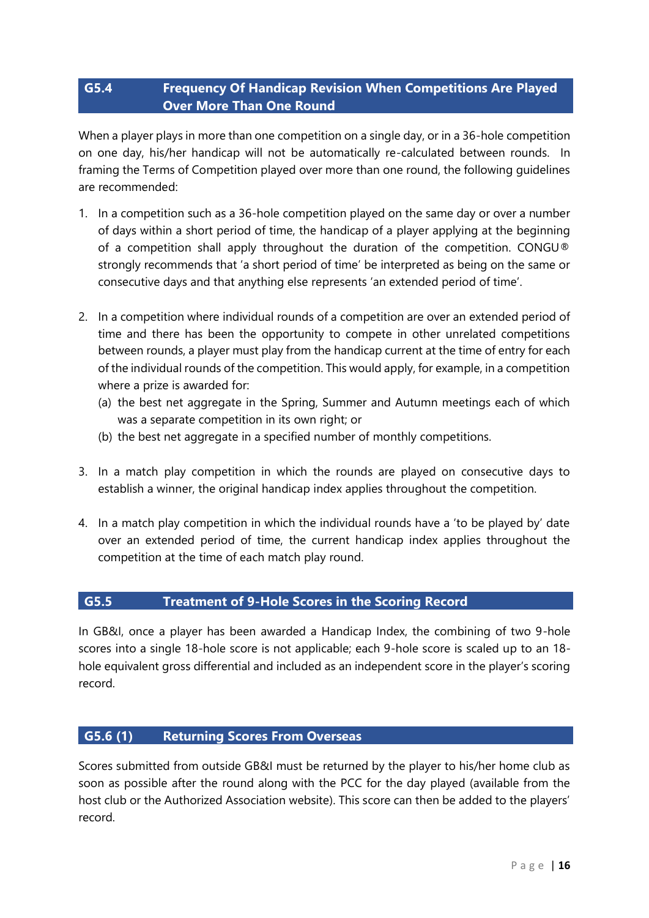## G5.4 Frequency Of Handicap Revision When Competitions Are Played Over More Than One Round

When a player plays in more than one competition on a single day, or in a 36-hole competition on one day, his/her handicap will not be automatically re-calculated between rounds. In framing the Terms of Competition played over more than one round, the following guidelines are recommended:

1. In a competition such as a 36-hole competition played on the same day or over a number of days within a short period of time, the handicap of a player applying at the beginning of a competition shall apply throughout the duration of the competition. CONGU® strongly recommends that 'a short period of time' be interpreted as being on the same or consecutive days and that anything else represents 'an extended period of time'.

2. In a competition where individual rounds of a competition are over an extended period of time and there has been the opportunity to compete in other unrelated competitions between rounds, a player must play from the handicap current at the time of entry for each of the individual rounds of the competition. This would apply, for example, in a competition where a prize is awarded for:
   (a) the best net aggregate in the Spring, Summer and Autumn meetings each of which was a separate competition in its own right; or
   (b) the best net aggregate in a specified number of monthly competitions.

3. In a match play competition in which the rounds are played on consecutive days to establish a winner, the original handicap index applies throughout the competition.

4. In a match play competition in which the individual rounds have a 'to be played by' date over an extended period of time, the current handicap index applies throughout the competition at the time of each match play round.

## G5.5 Treatment of 9-Hole Scores in the Scoring Record

In GB&I, once a player has been awarded a Handicap Index, the combining of two 9-hole scores into a single 18-hole score is not applicable; each 9-hole score is scaled up to an 18-hole equivalent gross differential and included as an independent score in the player's scoring record.

## G5.6 (1) Returning Scores From Overseas

Scores submitted from outside GB&I must be returned by the player to his/her home club as soon as possible after the round along with the PCC for the day played (available from the host club or the Authorized Association website). This score can then be added to the players' record.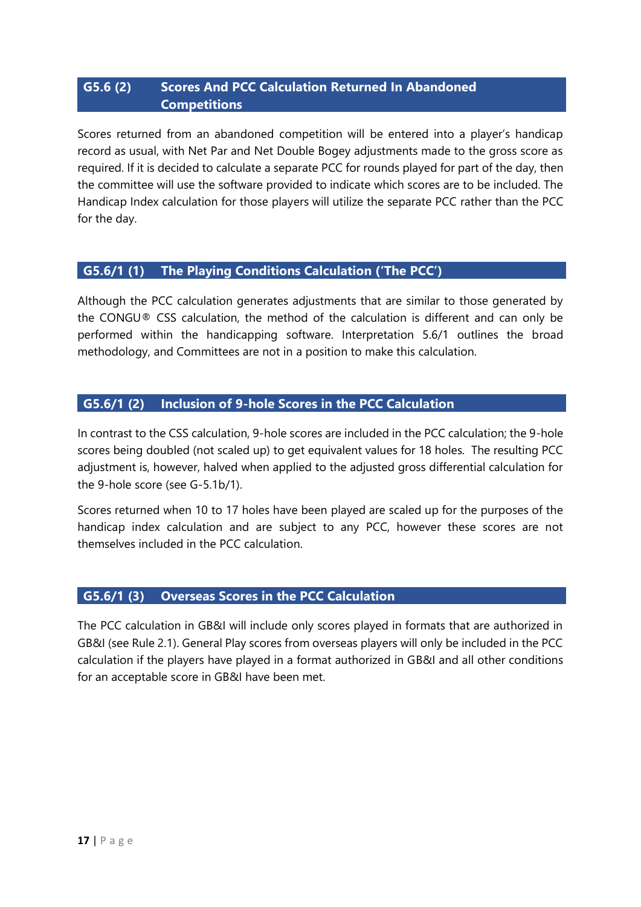## G5.6 (2) Scores And PCC Calculation Returned In Abandoned Competitions

Scores returned from an abandoned competition will be entered into a player's handicap record as usual, with Net Par and Net Double Bogey adjustments made to the gross score as required. If it is decided to calculate a separate PCC for rounds played for part of the day, then the committee will use the software provided to indicate which scores are to be included. The Handicap Index calculation for those players will utilize the separate PCC rather than the PCC for the day.

## G5.6/1 (1) The Playing Conditions Calculation ('The PCC')

Although the PCC calculation generates adjustments that are similar to those generated by the CONGU® CSS calculation, the method of the calculation is different and can only be performed within the handicapping software. Interpretation 5.6/1 outlines the broad methodology, and Committees are not in a position to make this calculation.

## G5.6/1 (2) Inclusion of 9-hole Scores in the PCC Calculation

In contrast to the CSS calculation, 9-hole scores are included in the PCC calculation; the 9-hole scores being doubled (not scaled up) to get equivalent values for 18 holes. The resulting PCC adjustment is, however, halved when applied to the adjusted gross differential calculation for the 9-hole score (see G-5.1b/1).

Scores returned when 10 to 17 holes have been played are scaled up for the purposes of the handicap index calculation and are subject to any PCC, however these scores are not themselves included in the PCC calculation.

## G5.6/1 (3) Overseas Scores in the PCC Calculation

The PCC calculation in GB&I will include only scores played in formats that are authorized in GB&I (see Rule 2.1). General Play scores from overseas players will only be included in the PCC calculation if the players have played in a format authorized in GB&I and all other conditions for an acceptable score in GB&I have been met.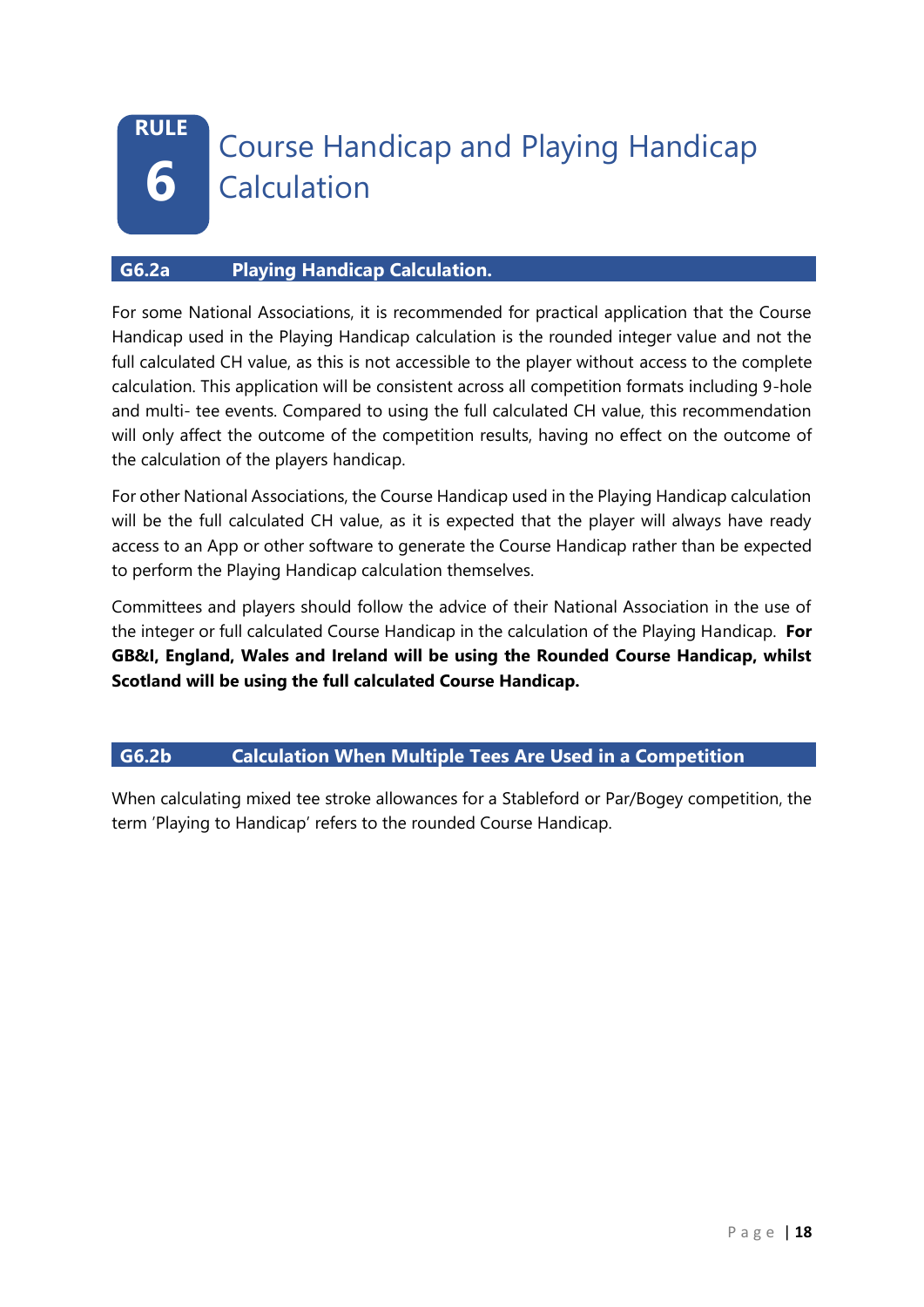# RULE 6 Course Handicap and Playing Handicap Calculation

## G6.2a Playing Handicap Calculation.

For some National Associations, it is recommended for practical application that the Course Handicap used in the Playing Handicap calculation is the rounded integer value and not the full calculated CH value, as this is not accessible to the player without access to the complete calculation. This application will be consistent across all competition formats including 9-hole and multi- tee events. Compared to using the full calculated CH value, this recommendation will only affect the outcome of the competition results, having no effect on the outcome of the calculation of the players handicap.

For other National Associations, the Course Handicap used in the Playing Handicap calculation will be the full calculated CH value, as it is expected that the player will always have ready access to an App or other software to generate the Course Handicap rather than be expected to perform the Playing Handicap calculation themselves.

Committees and players should follow the advice of their National Association in the use of the integer or full calculated Course Handicap in the calculation of the Playing Handicap. **For GB&I, England, Wales and Ireland will be using the Rounded Course Handicap, whilst Scotland will be using the full calculated Course Handicap.**

## G6.2b Calculation When Multiple Tees Are Used in a Competition

When calculating mixed tee stroke allowances for a Stableford or Par/Bogey competition, the term 'Playing to Handicap' refers to the rounded Course Handicap.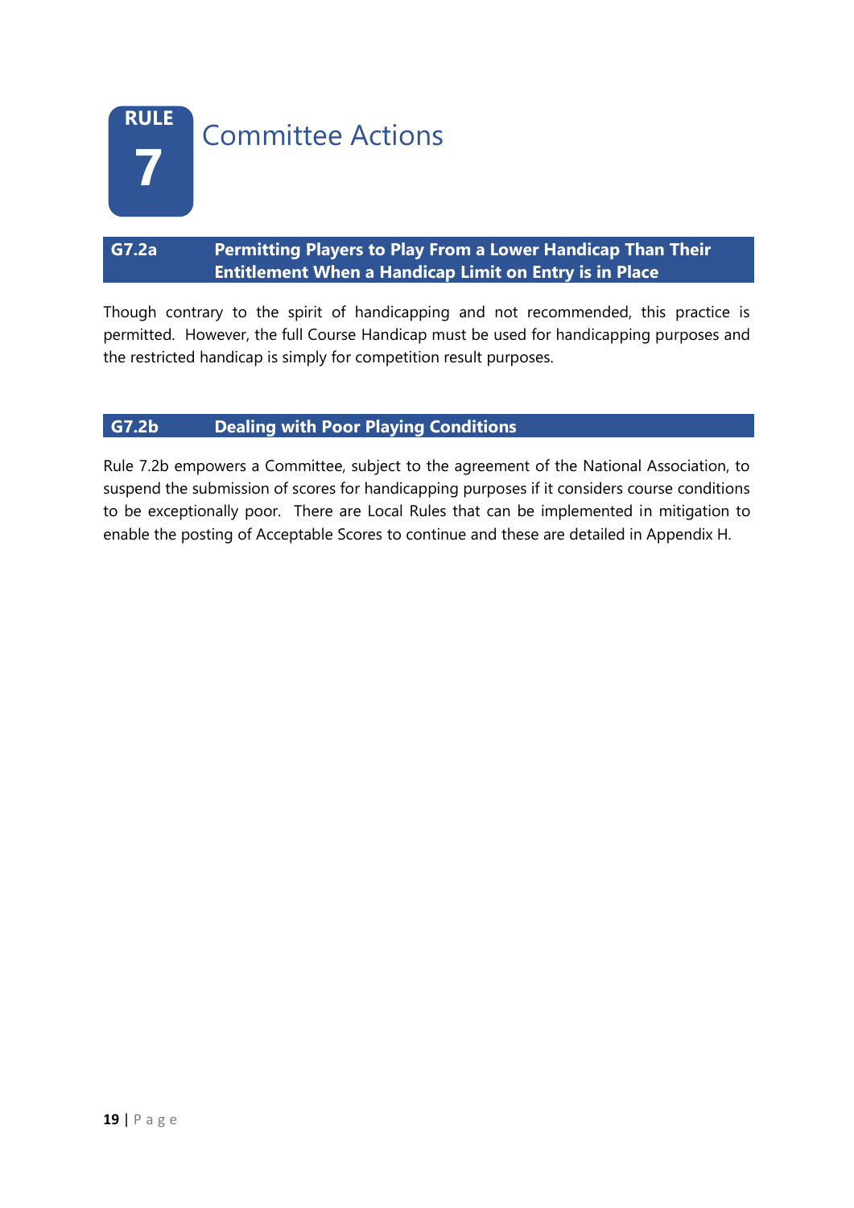# RULE 7 Committee Actions

## G7.2a Permitting Players to Play From a Lower Handicap Than Their Entitlement When a Handicap Limit on Entry is in Place

Though contrary to the spirit of handicapping and not recommended, this practice is permitted. However, the full Course Handicap must be used for handicapping purposes and the restricted handicap is simply for competition result purposes.

## G7.2b Dealing with Poor Playing Conditions

Rule 7.2b empowers a Committee, subject to the agreement of the National Association, to suspend the submission of scores for handicapping purposes if it considers course conditions to be exceptionally poor. There are Local Rules that can be implemented in mitigation to enable the posting of Acceptable Scores to continue and these are detailed in Appendix H.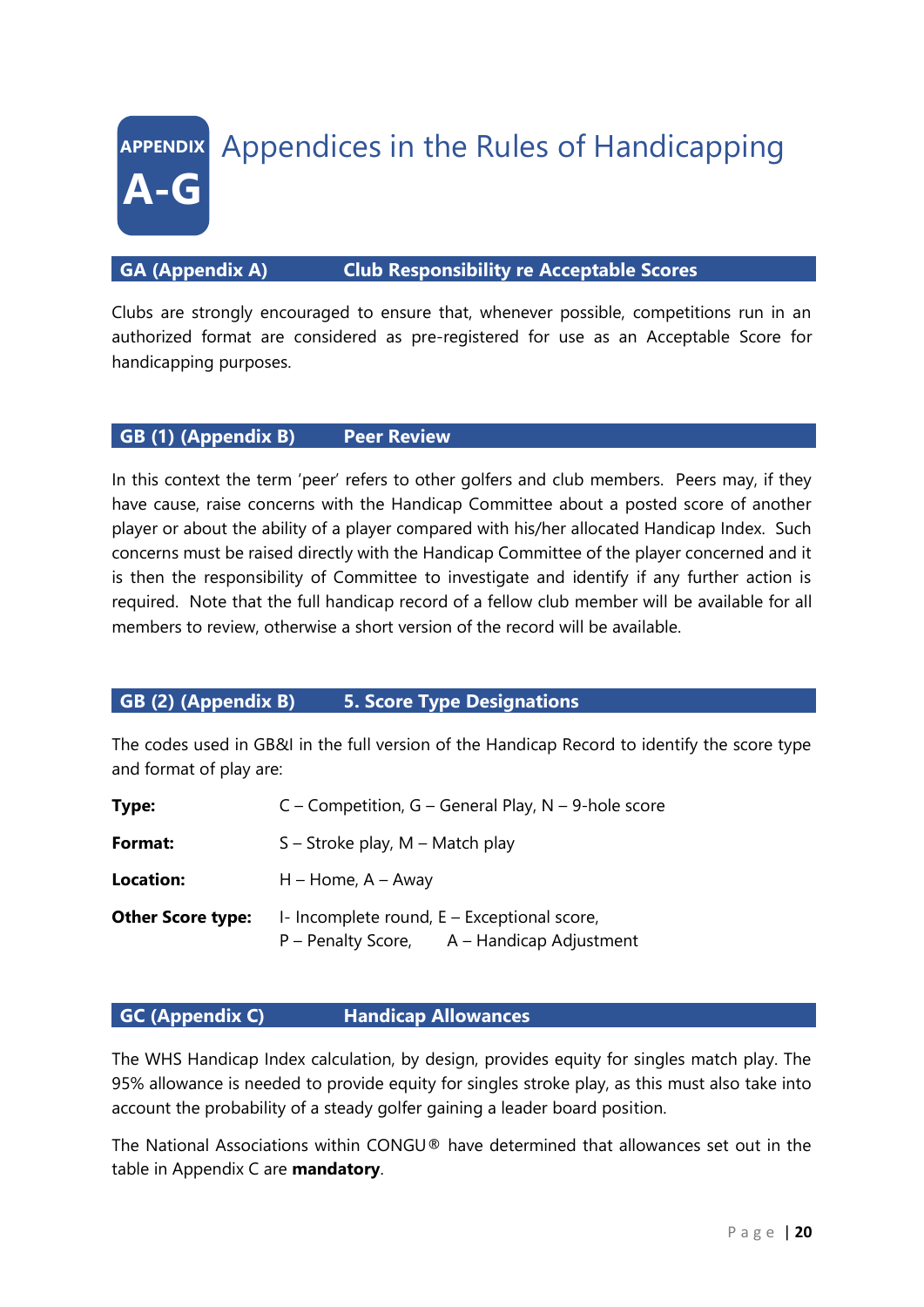# APPENDIX A-G Appendices in the Rules of Handicapping

## GA (Appendix A) Club Responsibility re Acceptable Scores

Clubs are strongly encouraged to ensure that, whenever possible, competitions run in an authorized format are considered as pre-registered for use as an Acceptable Score for handicapping purposes.

## GB (1) (Appendix B) Peer Review

In this context the term 'peer' refers to other golfers and club members. Peers may, if they have cause, raise concerns with the Handicap Committee about a posted score of another player or about the ability of a player compared with his/her allocated Handicap Index. Such concerns must be raised directly with the Handicap Committee of the player concerned and it is then the responsibility of Committee to investigate and identify if any further action is required. Note that the full handicap record of a fellow club member will be available for all members to review, otherwise a short version of the record will be available.

## GB (2) (Appendix B) 5. Score Type Designations

The codes used in GB&I in the full version of the Handicap Record to identify the score type and format of play are:

| | |
|---|---|
| **Type:** | C – Competition, G – General Play, N – 9-hole score |
| **Format:** | S – Stroke play, M – Match play |
| **Location:** | H – Home, A – Away |
| **Other Score type:** | I- Incomplete round, E – Exceptional score, P – Penalty Score, A – Handicap Adjustment |

## GC (Appendix C) Handicap Allowances

The WHS Handicap Index calculation, by design, provides equity for singles match play. The 95% allowance is needed to provide equity for singles stroke play, as this must also take into account the probability of a steady golfer gaining a leader board position.

The National Associations within CONGU® have determined that allowances set out in the table in Appendix C are **mandatory**.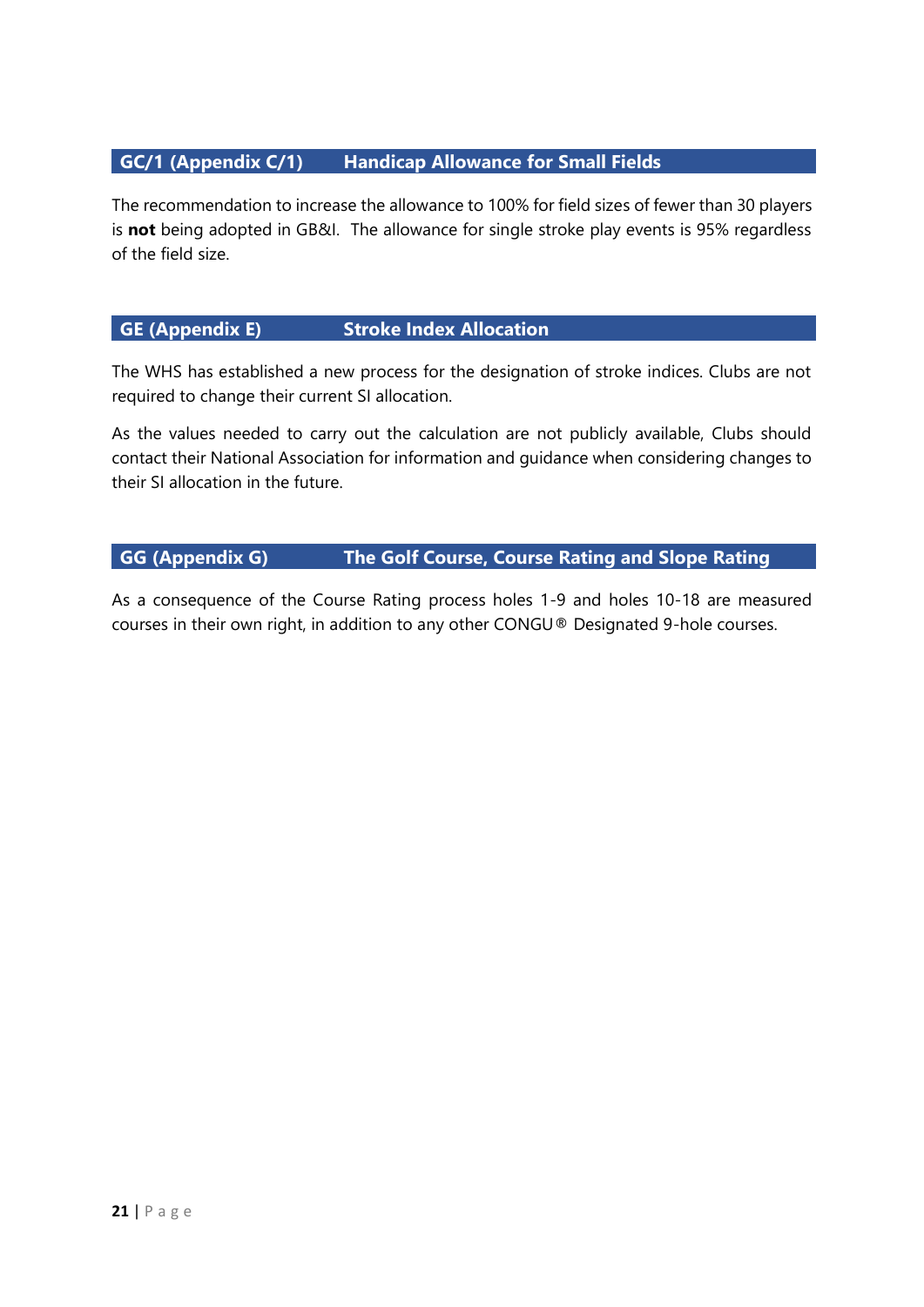## GC/1 (Appendix C/1) Handicap Allowance for Small Fields

The recommendation to increase the allowance to 100% for field sizes of fewer than 30 players is **not** being adopted in GB&I. The allowance for single stroke play events is 95% regardless of the field size.

## GE (Appendix E) Stroke Index Allocation

The WHS has established a new process for the designation of stroke indices. Clubs are not required to change their current SI allocation.

As the values needed to carry out the calculation are not publicly available, Clubs should contact their National Association for information and guidance when considering changes to their SI allocation in the future.

## GG (Appendix G) The Golf Course, Course Rating and Slope Rating

As a consequence of the Course Rating process holes 1-9 and holes 10-18 are measured courses in their own right, in addition to any other CONGU® Designated 9-hole courses.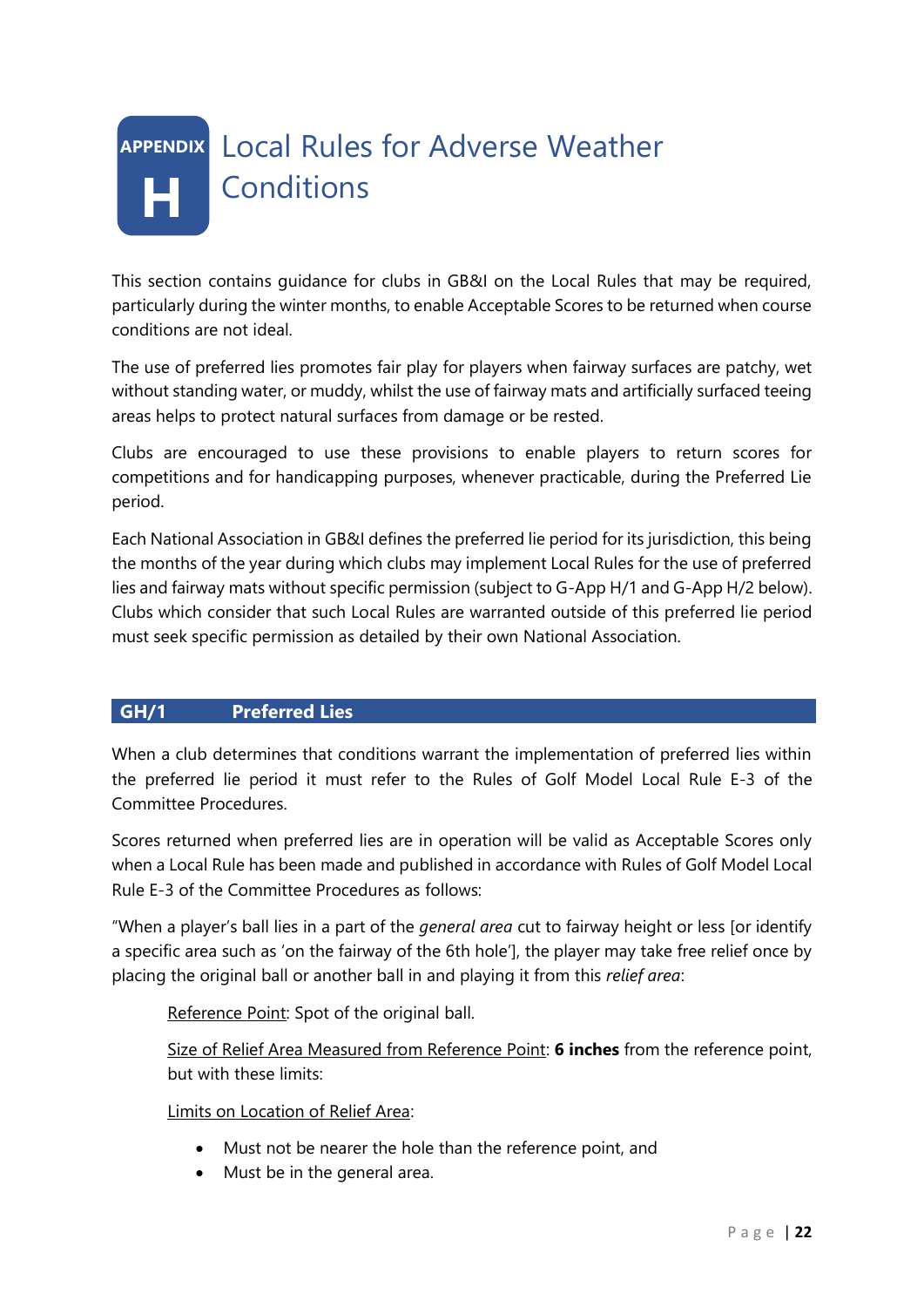# APPENDIX H Local Rules for Adverse Weather Conditions

This section contains guidance for clubs in GB&I on the Local Rules that may be required, particularly during the winter months, to enable Acceptable Scores to be returned when course conditions are not ideal.

The use of preferred lies promotes fair play for players when fairway surfaces are patchy, wet without standing water, or muddy, whilst the use of fairway mats and artificially surfaced teeing areas helps to protect natural surfaces from damage or be rested.

Clubs are encouraged to use these provisions to enable players to return scores for competitions and for handicapping purposes, whenever practicable, during the Preferred Lie period.

Each National Association in GB&I defines the preferred lie period for its jurisdiction, this being the months of the year during which clubs may implement Local Rules for the use of preferred lies and fairway mats without specific permission (subject to G-App H/1 and G-App H/2 below). Clubs which consider that such Local Rules are warranted outside of this preferred lie period must seek specific permission as detailed by their own National Association.

## GH/1 Preferred Lies

When a club determines that conditions warrant the implementation of preferred lies within the preferred lie period it must refer to the Rules of Golf Model Local Rule E-3 of the Committee Procedures.

Scores returned when preferred lies are in operation will be valid as Acceptable Scores only when a Local Rule has been made and published in accordance with Rules of Golf Model Local Rule E-3 of the Committee Procedures as follows:

"When a player's ball lies in a part of the *general area* cut to fairway height or less [or identify a specific area such as 'on the fairway of the 6th hole'], the player may take free relief once by placing the original ball or another ball in and playing it from this *relief area*:

Reference Point: Spot of the original ball.

Size of Relief Area Measured from Reference Point: **6 inches** from the reference point, but with these limits:

Limits on Location of Relief Area:

- Must not be nearer the hole than the reference point, and
- Must be in the general area.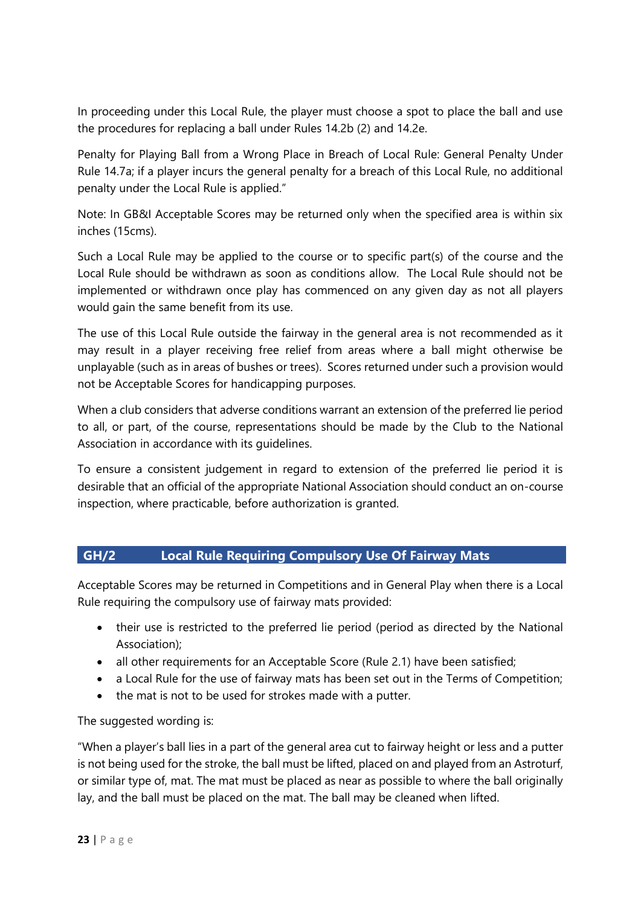In proceeding under this Local Rule, the player must choose a spot to place the ball and use the procedures for replacing a ball under Rules 14.2b (2) and 14.2e.

Penalty for Playing Ball from a Wrong Place in Breach of Local Rule: General Penalty Under Rule 14.7a; if a player incurs the general penalty for a breach of this Local Rule, no additional penalty under the Local Rule is applied."

Note: In GB&I Acceptable Scores may be returned only when the specified area is within six inches (15cms).

Such a Local Rule may be applied to the course or to specific part(s) of the course and the Local Rule should be withdrawn as soon as conditions allow. The Local Rule should not be implemented or withdrawn once play has commenced on any given day as not all players would gain the same benefit from its use.

The use of this Local Rule outside the fairway in the general area is not recommended as it may result in a player receiving free relief from areas where a ball might otherwise be unplayable (such as in areas of bushes or trees). Scores returned under such a provision would not be Acceptable Scores for handicapping purposes.

When a club considers that adverse conditions warrant an extension of the preferred lie period to all, or part, of the course, representations should be made by the Club to the National Association in accordance with its guidelines.

To ensure a consistent judgement in regard to extension of the preferred lie period it is desirable that an official of the appropriate National Association should conduct an on-course inspection, where practicable, before authorization is granted.

## GH/2 Local Rule Requiring Compulsory Use Of Fairway Mats

Acceptable Scores may be returned in Competitions and in General Play when there is a Local Rule requiring the compulsory use of fairway mats provided:

- their use is restricted to the preferred lie period (period as directed by the National Association);
- all other requirements for an Acceptable Score (Rule 2.1) have been satisfied;
- a Local Rule for the use of fairway mats has been set out in the Terms of Competition;
- the mat is not to be used for strokes made with a putter.

The suggested wording is:

"When a player's ball lies in a part of the general area cut to fairway height or less and a putter is not being used for the stroke, the ball must be lifted, placed on and played from an Astroturf, or similar type of, mat. The mat must be placed as near as possible to where the ball originally lay, and the ball must be placed on the mat. The ball may be cleaned when lifted.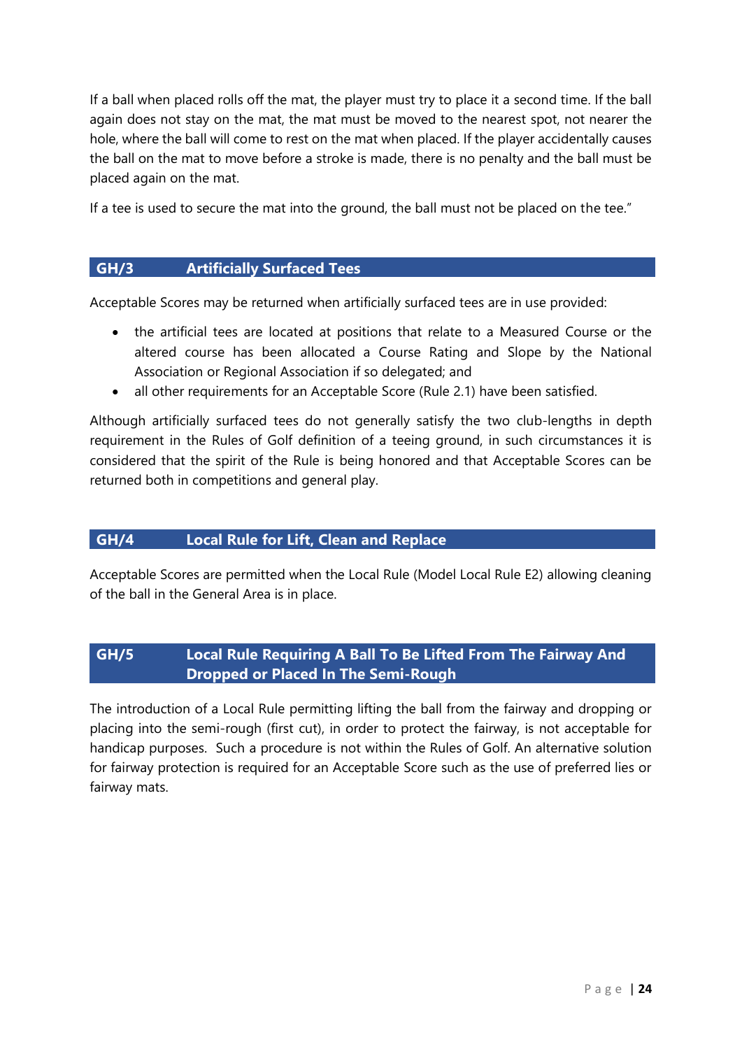If a ball when placed rolls off the mat, the player must try to place it a second time. If the ball again does not stay on the mat, the mat must be moved to the nearest spot, not nearer the hole, where the ball will come to rest on the mat when placed. If the player accidentally causes the ball on the mat to move before a stroke is made, there is no penalty and the ball must be placed again on the mat.

If a tee is used to secure the mat into the ground, the ball must not be placed on the tee."

## GH/3 Artificially Surfaced Tees

Acceptable Scores may be returned when artificially surfaced tees are in use provided:

- the artificial tees are located at positions that relate to a Measured Course or the altered course has been allocated a Course Rating and Slope by the National Association or Regional Association if so delegated; and
- all other requirements for an Acceptable Score (Rule 2.1) have been satisfied.

Although artificially surfaced tees do not generally satisfy the two club-lengths in depth requirement in the Rules of Golf definition of a teeing ground, in such circumstances it is considered that the spirit of the Rule is being honored and that Acceptable Scores can be returned both in competitions and general play.

## GH/4 Local Rule for Lift, Clean and Replace

Acceptable Scores are permitted when the Local Rule (Model Local Rule E2) allowing cleaning of the ball in the General Area is in place.

## GH/5 Local Rule Requiring A Ball To Be Lifted From The Fairway And Dropped or Placed In The Semi-Rough

The introduction of a Local Rule permitting lifting the ball from the fairway and dropping or placing into the semi-rough (first cut), in order to protect the fairway, is not acceptable for handicap purposes. Such a procedure is not within the Rules of Golf. An alternative solution for fairway protection is required for an Acceptable Score such as the use of preferred lies or fairway mats.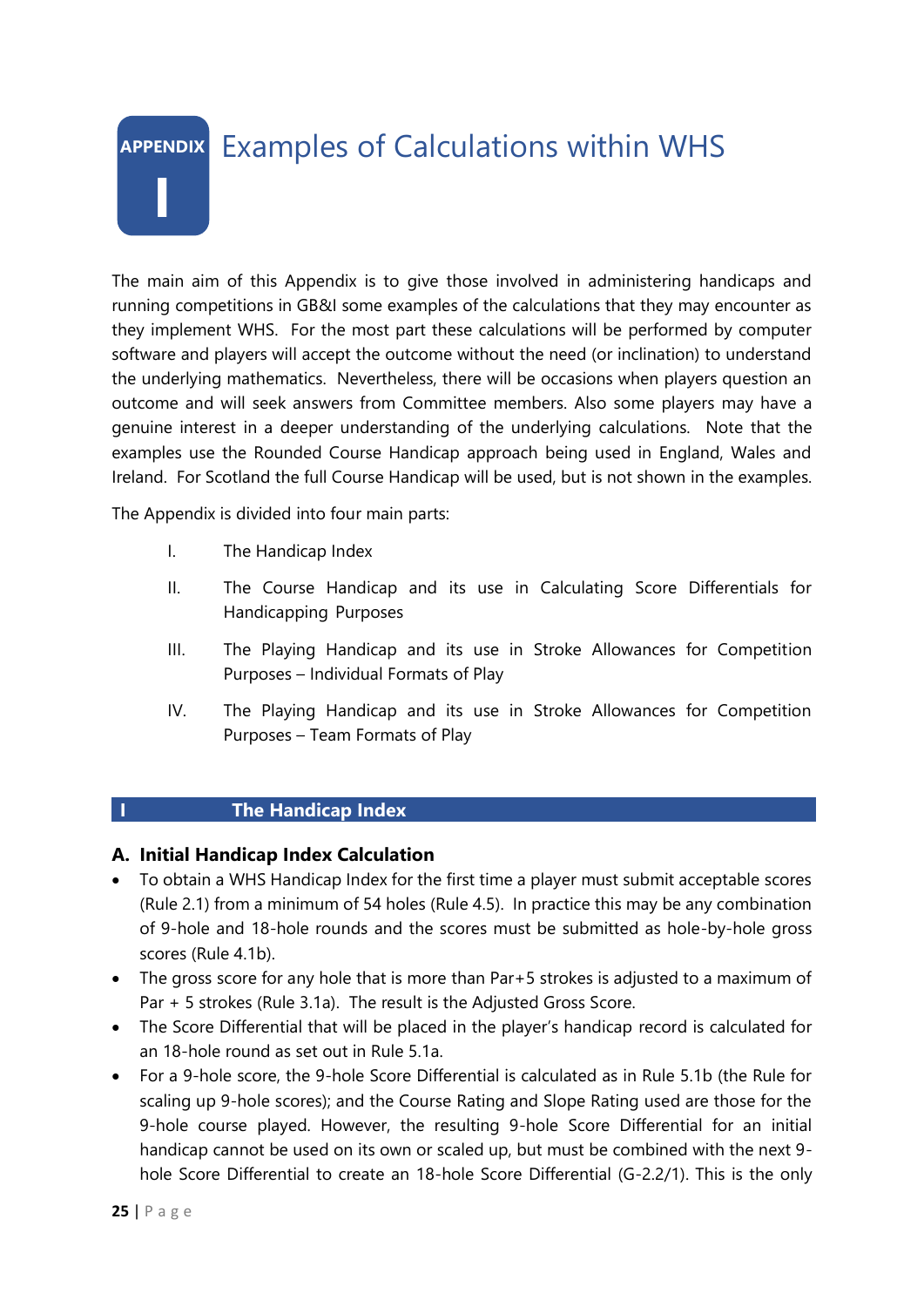# APPENDIX I Examples of Calculations within WHS

The main aim of this Appendix is to give those involved in administering handicaps and running competitions in GB&I some examples of the calculations that they may encounter as they implement WHS. For the most part these calculations will be performed by computer software and players will accept the outcome without the need (or inclination) to understand the underlying mathematics. Nevertheless, there will be occasions when players question an outcome and will seek answers from Committee members. Also some players may have a genuine interest in a deeper understanding of the underlying calculations. Note that the examples use the Rounded Course Handicap approach being used in England, Wales and Ireland. For Scotland the full Course Handicap will be used, but is not shown in the examples.

The Appendix is divided into four main parts:

I. The Handicap Index

II. The Course Handicap and its use in Calculating Score Differentials for Handicapping Purposes

III. The Playing Handicap and its use in Stroke Allowances for Competition Purposes – Individual Formats of Play

IV. The Playing Handicap and its use in Stroke Allowances for Competition Purposes – Team Formats of Play

## I The Handicap Index

### A. Initial Handicap Index Calculation

- To obtain a WHS Handicap Index for the first time a player must submit acceptable scores (Rule 2.1) from a minimum of 54 holes (Rule 4.5). In practice this may be any combination of 9-hole and 18-hole rounds and the scores must be submitted as hole-by-hole gross scores (Rule 4.1b).
- The gross score for any hole that is more than Par+5 strokes is adjusted to a maximum of Par + 5 strokes (Rule 3.1a). The result is the Adjusted Gross Score.
- The Score Differential that will be placed in the player's handicap record is calculated for an 18-hole round as set out in Rule 5.1a.
- For a 9-hole score, the 9-hole Score Differential is calculated as in Rule 5.1b (the Rule for scaling up 9-hole scores); and the Course Rating and Slope Rating used are those for the 9-hole course played. However, the resulting 9-hole Score Differential for an initial handicap cannot be used on its own or scaled up, but must be combined with the next 9-hole Score Differential to create an 18-hole Score Differential (G-2.2/1). This is the only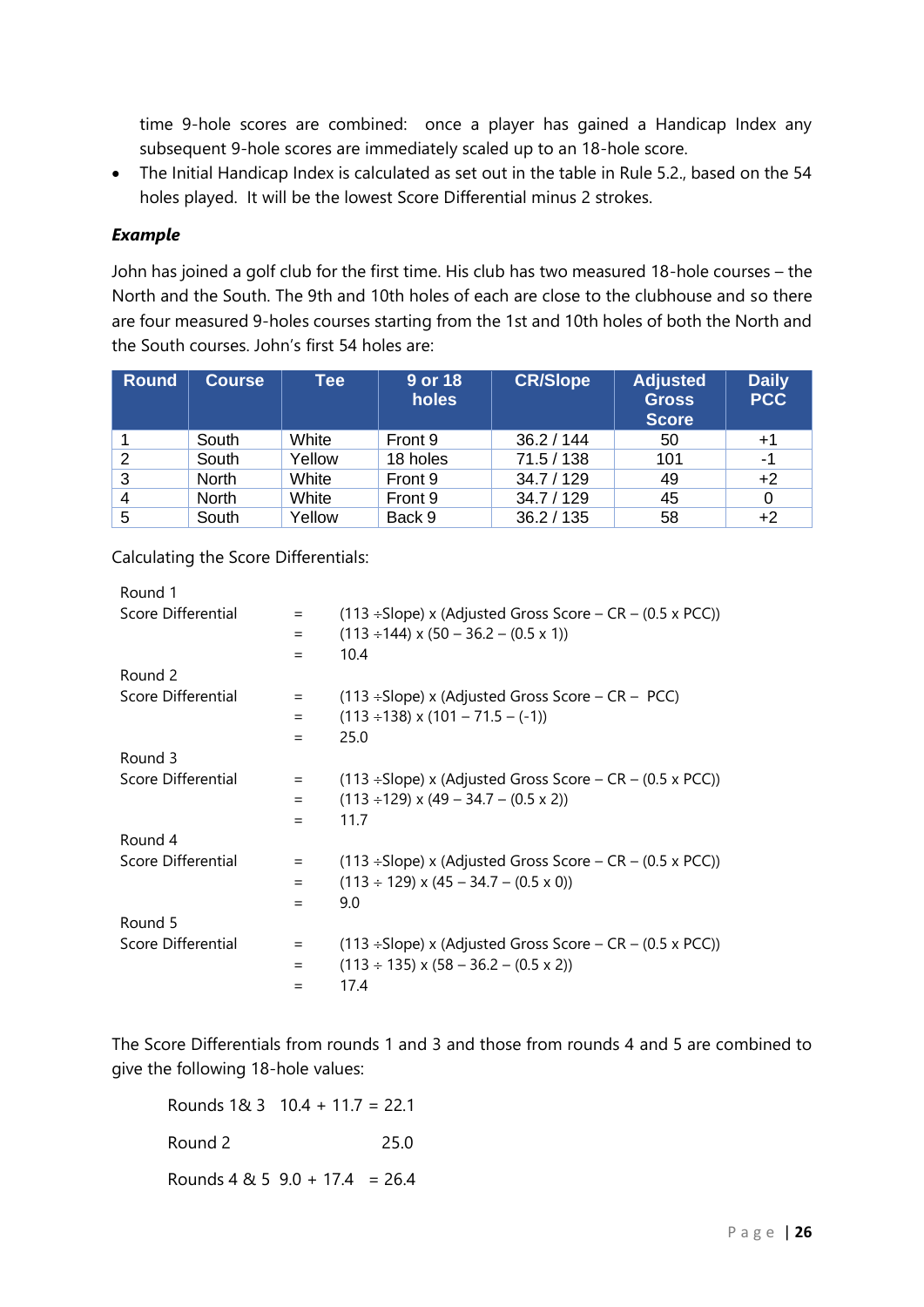time 9-hole scores are combined: once a player has gained a Handicap Index any subsequent 9-hole scores are immediately scaled up to an 18-hole score.

- The Initial Handicap Index is calculated as set out in the table in Rule 5.2., based on the 54 holes played. It will be the lowest Score Differential minus 2 strokes.

***Example***

John has joined a golf club for the first time. His club has two measured 18-hole courses – the North and the South. The 9th and 10th holes of each are close to the clubhouse and so there are four measured 9-holes courses starting from the 1st and 10th holes of both the North and the South courses. John's first 54 holes are:

| Round | Course | Tee | 9 or 18 holes | CR/Slope | Adjusted Gross Score | Daily PCC |
|---|---|---|---|---|---|---|
| 1 | South | White | Front 9 | 36.2 / 144 | 50 | +1 |
| 2 | South | Yellow | 18 holes | 71.5 / 138 | 101 | -1 |
| 3 | North | White | Front 9 | 34.7 / 129 | 49 | +2 |
| 4 | North | White | Front 9 | 34.7 / 129 | 45 | 0 |
| 5 | South | Yellow | Back 9 | 36.2 / 135 | 58 | +2 |

Calculating the Score Differentials:

Round 1
Score Differential = (113 ÷Slope) x (Adjusted Gross Score – CR – (0.5 x PCC))
= (113 ÷144) x (50 – 36.2 – (0.5 x 1))
= 10.4

Round 2
Score Differential = (113 ÷Slope) x (Adjusted Gross Score – CR – PCC)
= (113 ÷138) x (101 – 71.5 – (-1))
= 25.0

Round 3
Score Differential = (113 ÷Slope) x (Adjusted Gross Score – CR – (0.5 x PCC))
= (113 ÷129) x (49 – 34.7 – (0.5 x 2))
= 11.7

Round 4
Score Differential = (113 ÷Slope) x (Adjusted Gross Score – CR – (0.5 x PCC))
= (113 ÷ 129) x (45 – 34.7 – (0.5 x 0))
= 9.0

Round 5
Score Differential = (113 ÷Slope) x (Adjusted Gross Score – CR – (0.5 x PCC))
= (113 ÷ 135) x (58 – 36.2 – (0.5 x 2))
= 17.4

The Score Differentials from rounds 1 and 3 and those from rounds 4 and 5 are combined to give the following 18-hole values:

Rounds 1& 3 10.4 + 11.7 = 22.1

Round 2 25.0

Rounds 4 & 5 9.0 + 17.4 = 26.4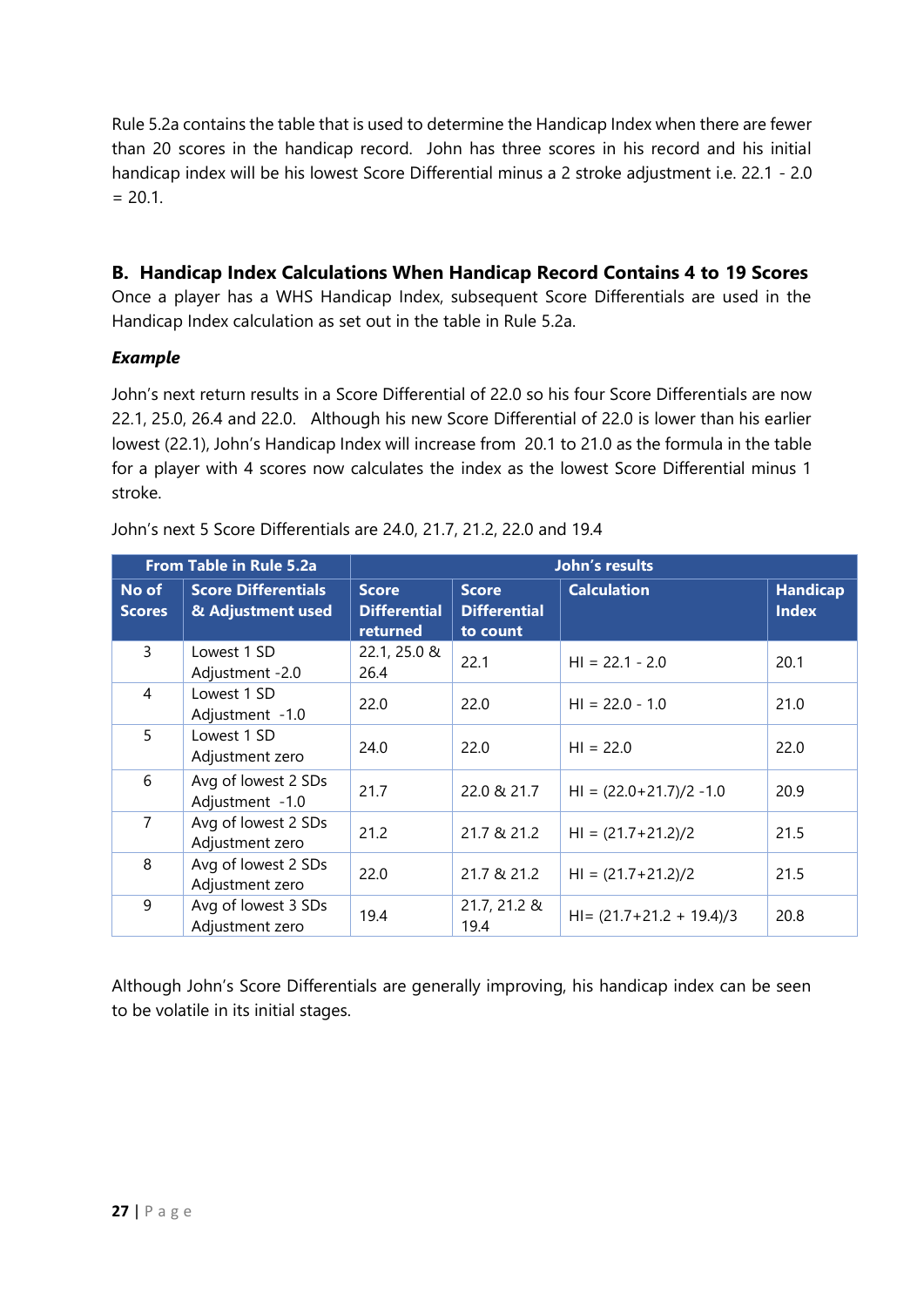Rule 5.2a contains the table that is used to determine the Handicap Index when there are fewer than 20 scores in the handicap record. John has three scores in his record and his initial handicap index will be his lowest Score Differential minus a 2 stroke adjustment i.e. 22.1 - 2.0 = 20.1.

## B. Handicap Index Calculations When Handicap Record Contains 4 to 19 Scores

Once a player has a WHS Handicap Index, subsequent Score Differentials are used in the Handicap Index calculation as set out in the table in Rule 5.2a.

***Example***

John's next return results in a Score Differential of 22.0 so his four Score Differentials are now 22.1, 25.0, 26.4 and 22.0. Although his new Score Differential of 22.0 is lower than his earlier lowest (22.1), John's Handicap Index will increase from 20.1 to 21.0 as the formula in the table for a player with 4 scores now calculates the index as the lowest Score Differential minus 1 stroke.

John's next 5 Score Differentials are 24.0, 21.7, 21.2, 22.0 and 19.4

| From Table in Rule 5.2a | | John's results | | | |
|---|---|---|---|---|---|
| No of Scores | Score Differentials & Adjustment used | Score Differential returned | Score Differential to count | Calculation | Handicap Index |
| 3 | Lowest 1 SD Adjustment -2.0 | 22.1, 25.0 & 26.4 | 22.1 | HI = 22.1 - 2.0 | 20.1 |
| 4 | Lowest 1 SD Adjustment -1.0 | 22.0 | 22.0 | HI = 22.0 - 1.0 | 21.0 |
| 5 | Lowest 1 SD Adjustment zero | 24.0 | 22.0 | HI = 22.0 | 22.0 |
| 6 | Avg of lowest 2 SDs Adjustment -1.0 | 21.7 | 22.0 & 21.7 | HI = (22.0+21.7)/2 -1.0 | 20.9 |
| 7 | Avg of lowest 2 SDs Adjustment zero | 21.2 | 21.7 & 21.2 | HI = (21.7+21.2)/2 | 21.5 |
| 8 | Avg of lowest 2 SDs Adjustment zero | 22.0 | 21.7 & 21.2 | HI = (21.7+21.2)/2 | 21.5 |
| 9 | Avg of lowest 3 SDs Adjustment zero | 19.4 | 21.7, 21.2 & 19.4 | HI= (21.7+21.2 + 19.4)/3 | 20.8 |

Although John's Score Differentials are generally improving, his handicap index can be seen to be volatile in its initial stages.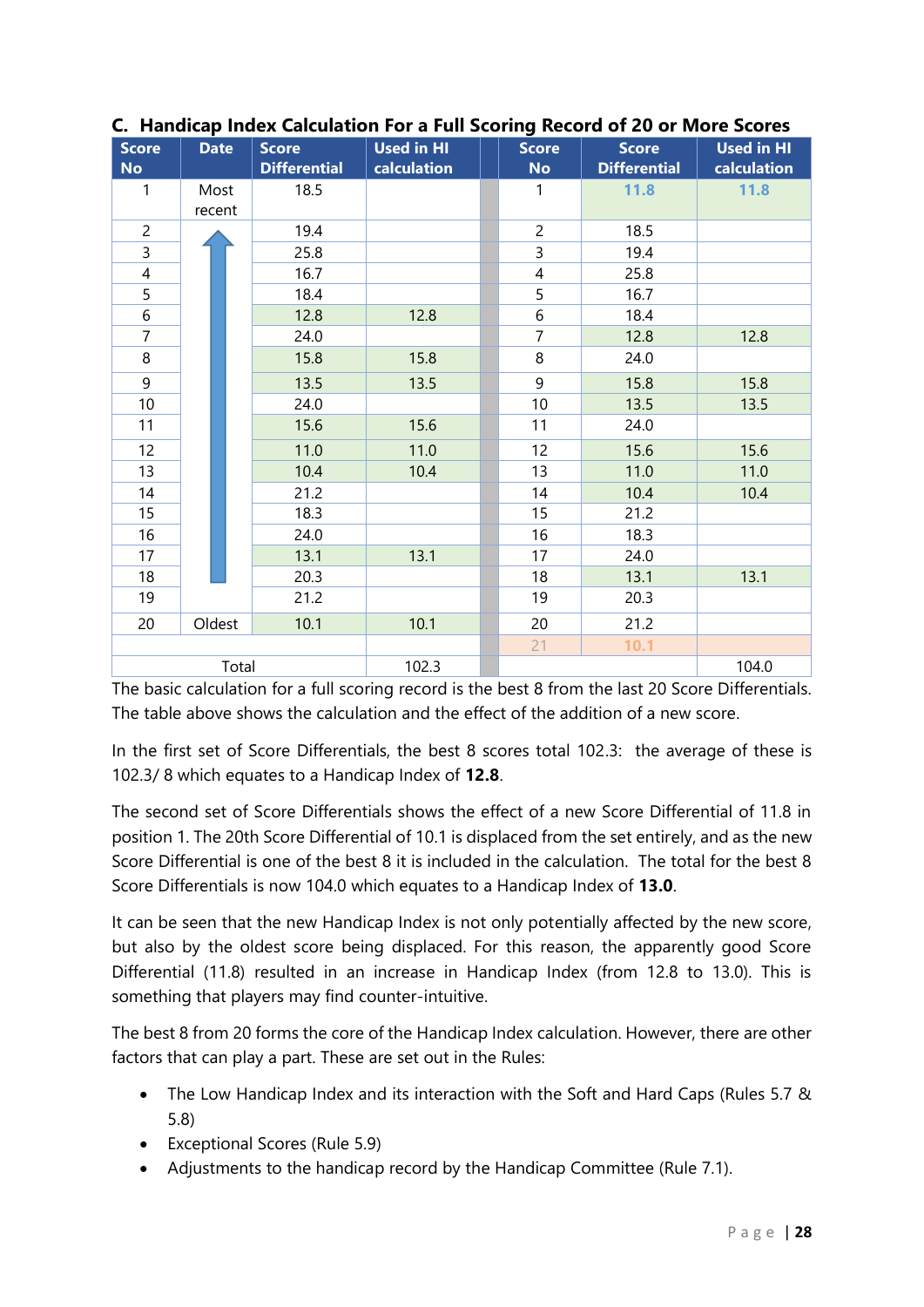## C. Handicap Index Calculation For a Full Scoring Record of 20 or More Scores

| Score No | Date | Score Differential | Used in HI calculation | | Score No | Score Differential | Used in HI calculation |
|---|---|---|---|---|---|---|---|
| 1 | Most recent | 18.5 | | | 1 | 11.8 | 11.8 |
| 2 | ↑ | 19.4 | | | 2 | 18.5 | |
| 3 | | 25.8 | | | 3 | 19.4 | |
| 4 | | 16.7 | | | 4 | 25.8 | |
| 5 | | 18.4 | | | 5 | 16.7 | |
| 6 | | 12.8 | 12.8 | | 6 | 18.4 | |
| 7 | | 24.0 | | | 7 | 12.8 | 12.8 |
| 8 | | 15.8 | 15.8 | | 8 | 24.0 | |
| 9 | | 13.5 | 13.5 | | 9 | 15.8 | 15.8 |
| 10 | | 24.0 | | | 10 | 13.5 | 13.5 |
| 11 | | 15.6 | 15.6 | | 11 | 24.0 | |
| 12 | | 11.0 | 11.0 | | 12 | 15.6 | 15.6 |
| 13 | | 10.4 | 10.4 | | 13 | 11.0 | 11.0 |
| 14 | | 21.2 | | | 14 | 10.4 | 10.4 |
| 15 | | 18.3 | | | 15 | 21.2 | |
| 16 | | 24.0 | | | 16 | 18.3 | |
| 17 | | 13.1 | 13.1 | | 17 | 24.0 | |
| 18 | | 20.3 | | | 18 | 13.1 | 13.1 |
| 19 | | 21.2 | | | 19 | 20.3 | |
| 20 | Oldest | 10.1 | 10.1 | | 20 | 21.2 | |
| | | | | | 21 | 10.1 | |
| Total | | | 102.3 | | | | 104.0 |

The basic calculation for a full scoring record is the best 8 from the last 20 Score Differentials. The table above shows the calculation and the effect of the addition of a new score.

In the first set of Score Differentials, the best 8 scores total 102.3: the average of these is 102.3/ 8 which equates to a Handicap Index of **12.8**.

The second set of Score Differentials shows the effect of a new Score Differential of 11.8 in position 1. The 20th Score Differential of 10.1 is displaced from the set entirely, and as the new Score Differential is one of the best 8 it is included in the calculation. The total for the best 8 Score Differentials is now 104.0 which equates to a Handicap Index of **13.0**.

It can be seen that the new Handicap Index is not only potentially affected by the new score, but also by the oldest score being displaced. For this reason, the apparently good Score Differential (11.8) resulted in an increase in Handicap Index (from 12.8 to 13.0). This is something that players may find counter-intuitive.

The best 8 from 20 forms the core of the Handicap Index calculation. However, there are other factors that can play a part. These are set out in the Rules:

- The Low Handicap Index and its interaction with the Soft and Hard Caps (Rules 5.7 & 5.8)
- Exceptional Scores (Rule 5.9)
- Adjustments to the handicap record by the Handicap Committee (Rule 7.1).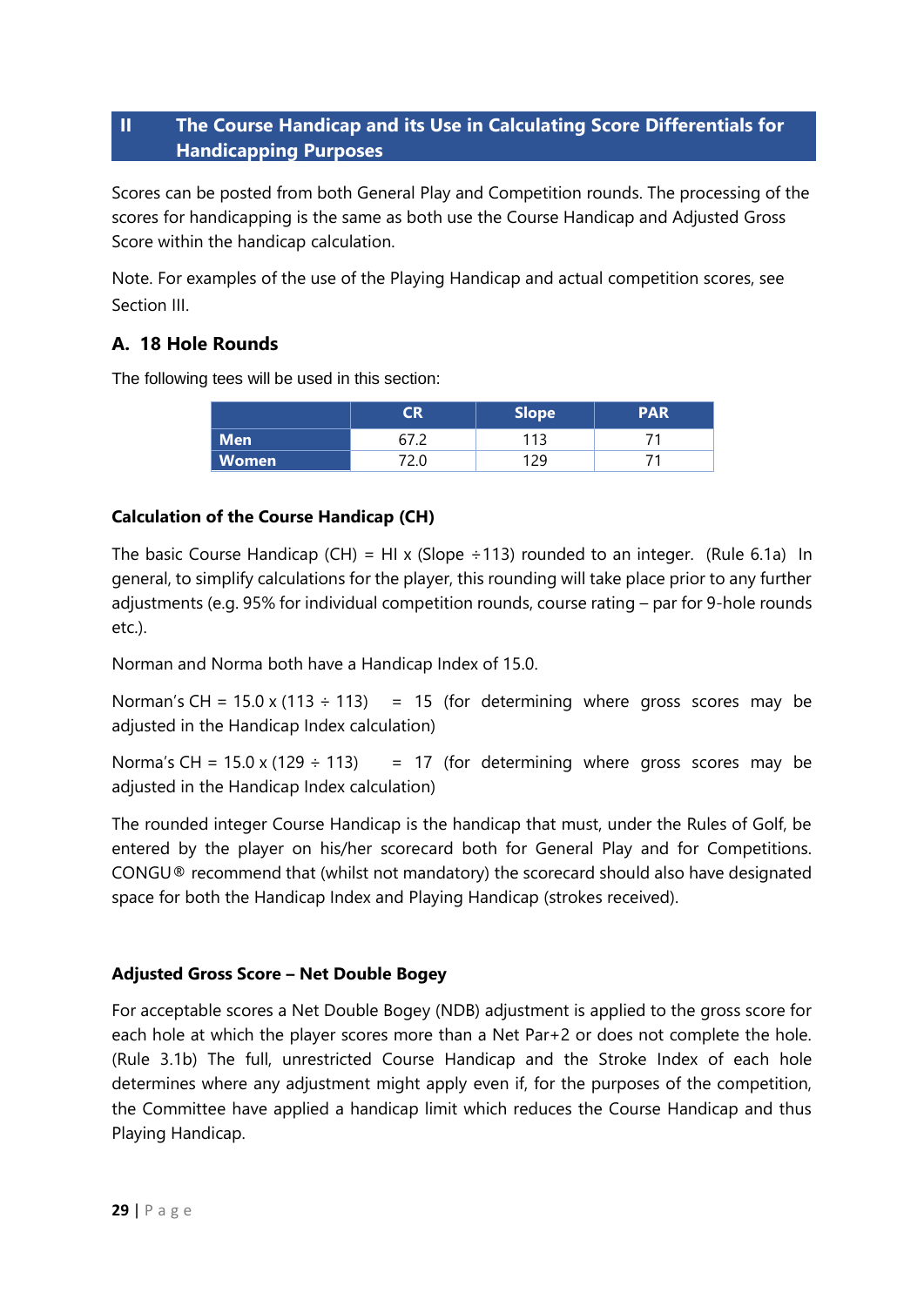## II The Course Handicap and its Use in Calculating Score Differentials for Handicapping Purposes

Scores can be posted from both General Play and Competition rounds. The processing of the scores for handicapping is the same as both use the Course Handicap and Adjusted Gross Score within the handicap calculation.

Note. For examples of the use of the Playing Handicap and actual competition scores, see Section III.

### A. 18 Hole Rounds

The following tees will be used in this section:

| | CR | Slope | PAR |
|---|---|---|---|
| **Men** | 67.2 | 113 | 71 |
| **Women** | 72.0 | 129 | 71 |

**Calculation of the Course Handicap (CH)**

The basic Course Handicap (CH) = HI x (Slope ÷113) rounded to an integer. (Rule 6.1a) In general, to simplify calculations for the player, this rounding will take place prior to any further adjustments (e.g. 95% for individual competition rounds, course rating – par for 9-hole rounds etc.).

Norman and Norma both have a Handicap Index of 15.0.

Norman's CH = 15.0 x (113 ÷ 113) = 15 (for determining where gross scores may be adjusted in the Handicap Index calculation)

Norma's CH = 15.0 x (129 ÷ 113) = 17 (for determining where gross scores may be adjusted in the Handicap Index calculation)

The rounded integer Course Handicap is the handicap that must, under the Rules of Golf, be entered by the player on his/her scorecard both for General Play and for Competitions. CONGU® recommend that (whilst not mandatory) the scorecard should also have designated space for both the Handicap Index and Playing Handicap (strokes received).

**Adjusted Gross Score – Net Double Bogey**

For acceptable scores a Net Double Bogey (NDB) adjustment is applied to the gross score for each hole at which the player scores more than a Net Par+2 or does not complete the hole. (Rule 3.1b) The full, unrestricted Course Handicap and the Stroke Index of each hole determines where any adjustment might apply even if, for the purposes of the competition, the Committee have applied a handicap limit which reduces the Course Handicap and thus Playing Handicap.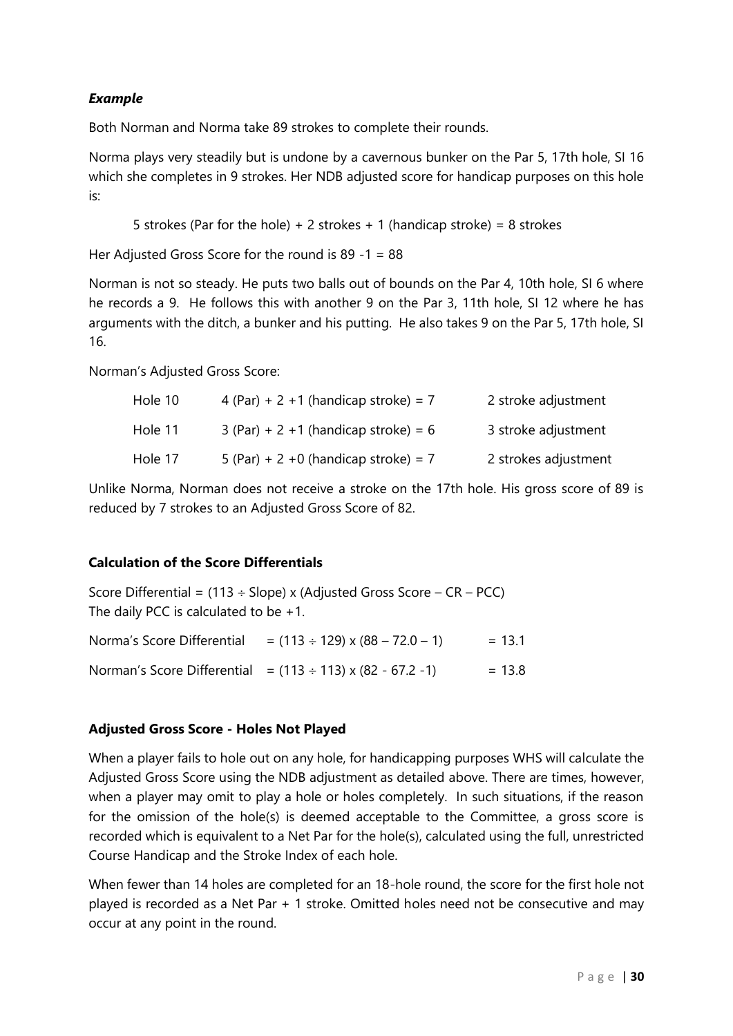### *Example*

Both Norman and Norma take 89 strokes to complete their rounds.

Norma plays very steadily but is undone by a cavernous bunker on the Par 5, 17th hole, SI 16 which she completes in 9 strokes. Her NDB adjusted score for handicap purposes on this hole is:

5 strokes (Par for the hole) + 2 strokes + 1 (handicap stroke) = 8 strokes

Her Adjusted Gross Score for the round is 89 -1 = 88

Norman is not so steady. He puts two balls out of bounds on the Par 4, 10th hole, SI 6 where he records a 9. He follows this with another 9 on the Par 3, 11th hole, SI 12 where he has arguments with the ditch, a bunker and his putting. He also takes 9 on the Par 5, 17th hole, SI 16.

Norman's Adjusted Gross Score:

| | | |
|---|---|---|
| Hole 10 | 4 (Par) + 2 +1 (handicap stroke) = 7 | 2 stroke adjustment |
| Hole 11 | 3 (Par) + 2 +1 (handicap stroke) = 6 | 3 stroke adjustment |
| Hole 17 | 5 (Par) + 2 +0 (handicap stroke) = 7 | 2 strokes adjustment |

Unlike Norma, Norman does not receive a stroke on the 17th hole. His gross score of 89 is reduced by 7 strokes to an Adjusted Gross Score of 82.

**Calculation of the Score Differentials**

Score Differential = (113 ÷ Slope) x (Adjusted Gross Score – CR – PCC)
The daily PCC is calculated to be +1.

| | | |
|---|---|---|
| Norma's Score Differential | = (113 ÷ 129) x (88 – 72.0 – 1) | = 13.1 |
| Norman's Score Differential | = (113 ÷ 113) x (82 - 67.2 -1) | = 13.8 |

**Adjusted Gross Score - Holes Not Played**

When a player fails to hole out on any hole, for handicapping purposes WHS will calculate the Adjusted Gross Score using the NDB adjustment as detailed above. There are times, however, when a player may omit to play a hole or holes completely. In such situations, if the reason for the omission of the hole(s) is deemed acceptable to the Committee, a gross score is recorded which is equivalent to a Net Par for the hole(s), calculated using the full, unrestricted Course Handicap and the Stroke Index of each hole.

When fewer than 14 holes are completed for an 18-hole round, the score for the first hole not played is recorded as a Net Par + 1 stroke. Omitted holes need not be consecutive and may occur at any point in the round.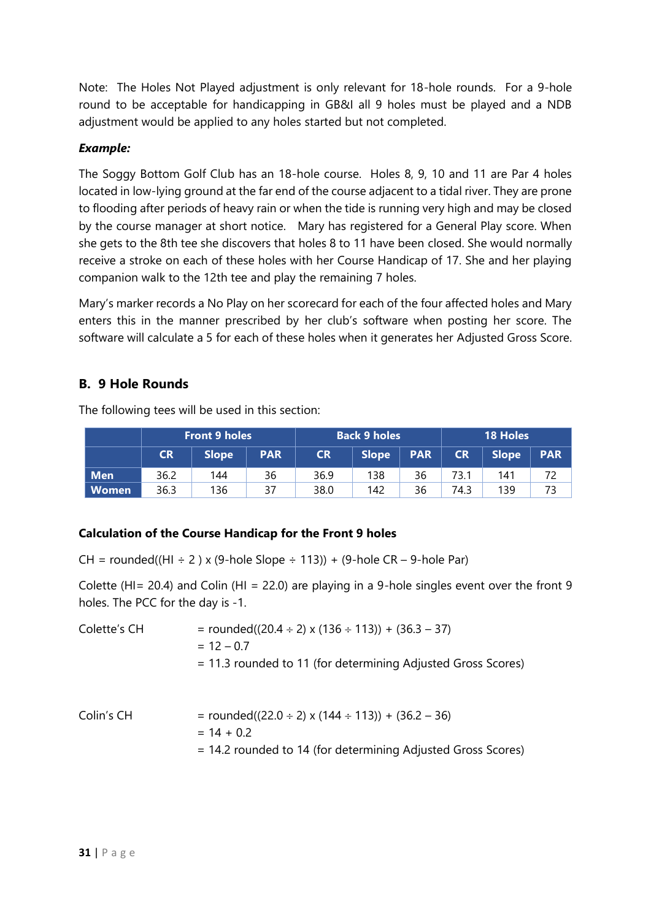Note: The Holes Not Played adjustment is only relevant for 18-hole rounds. For a 9-hole round to be acceptable for handicapping in GB&I all 9 holes must be played and a NDB adjustment would be applied to any holes started but not completed.

***Example:***

The Soggy Bottom Golf Club has an 18-hole course. Holes 8, 9, 10 and 11 are Par 4 holes located in low-lying ground at the far end of the course adjacent to a tidal river. They are prone to flooding after periods of heavy rain or when the tide is running very high and may be closed by the course manager at short notice. Mary has registered for a General Play score. When she gets to the 8th tee she discovers that holes 8 to 11 have been closed. She would normally receive a stroke on each of these holes with her Course Handicap of 17. She and her playing companion walk to the 12th tee and play the remaining 7 holes.

Mary's marker records a No Play on her scorecard for each of the four affected holes and Mary enters this in the manner prescribed by her club's software when posting her score. The software will calculate a 5 for each of these holes when it generates her Adjusted Gross Score.

## B. 9 Hole Rounds

The following tees will be used in this section:

| | Front 9 holes | | | Back 9 holes | | | 18 Holes | | |
|---|---|---|---|---|---|---|---|---|---|
| | CR | Slope | PAR | CR | Slope | PAR | CR | Slope | PAR |
| **Men** | 36.2 | 144 | 36 | 36.9 | 138 | 36 | 73.1 | 141 | 72 |
| **Women** | 36.3 | 136 | 37 | 38.0 | 142 | 36 | 74.3 | 139 | 73 |

**Calculation of the Course Handicap for the Front 9 holes**

CH = rounded((HI ÷ 2 ) x (9-hole Slope ÷ 113)) + (9-hole CR – 9-hole Par)

Colette (HI= 20.4) and Colin (HI = 22.0) are playing in a 9-hole singles event over the front 9 holes. The PCC for the day is -1.

Colette's CH = rounded((20.4 ÷ 2) x (136 ÷ 113)) + (36.3 – 37)
= 12 – 0.7
= 11.3 rounded to 11 (for determining Adjusted Gross Scores)

Colin's CH = rounded((22.0 ÷ 2) x (144 ÷ 113)) + (36.2 – 36)
= 14 + 0.2
= 14.2 rounded to 14 (for determining Adjusted Gross Scores)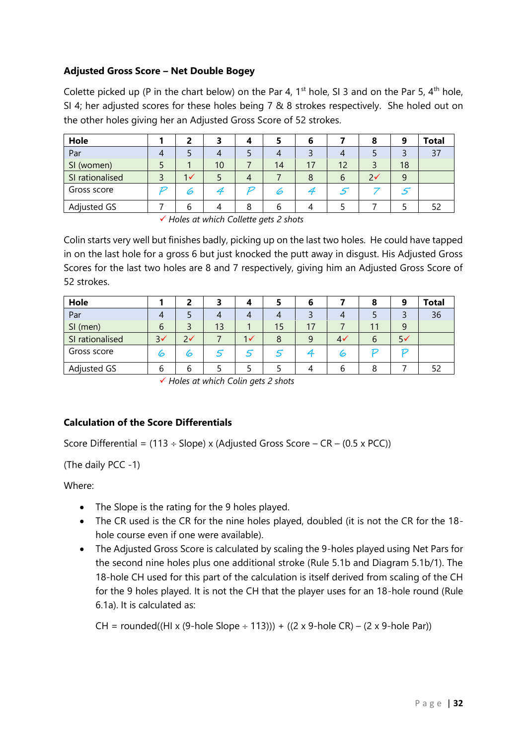**Adjusted Gross Score – Net Double Bogey**

Colette picked up (P in the chart below) on the Par 4, 1st hole, SI 3 and on the Par 5, 4th hole, SI 4; her adjusted scores for these holes being 7 & 8 strokes respectively. She holed out on the other holes giving her an Adjusted Gross Score of 52 strokes.

| Hole | 1 | 2 | 3 | 4 | 5 | 6 | 7 | 8 | 9 | Total |
|---|---|---|---|---|---|---|---|---|---|---|
| Par | 4 | 5 | 4 | 5 | 4 | 3 | 4 | 5 | 3 | 37 |
| SI (women) | 5 | 1 | 10 | 7 | 14 | 17 | 12 | 3 | 18 | |
| SI rationalised | 3 | 1✓ | 5 | 4 | 7 | 8 | 6 | 2✓ | 9 | |
| Gross score | P | 6 | 4 | P | 6 | 4 | 5 | 7 | 5 | |
| Adjusted GS | 7 | 6 | 4 | 8 | 6 | 4 | 5 | 7 | 5 | 52 |

✓ *Holes at which Collette gets 2 shots*

Colin starts very well but finishes badly, picking up on the last two holes. He could have tapped in on the last hole for a gross 6 but just knocked the putt away in disgust. His Adjusted Gross Scores for the last two holes are 8 and 7 respectively, giving him an Adjusted Gross Score of 52 strokes.

| Hole | 1 | 2 | 3 | 4 | 5 | 6 | 7 | 8 | 9 | Total |
|---|---|---|---|---|---|---|---|---|---|---|
| Par | 4 | 5 | 4 | 4 | 4 | 3 | 4 | 5 | 3 | 36 |
| SI (men) | 6 | 3 | 13 | 1 | 15 | 17 | 7 | 11 | 9 | |
| SI rationalised | 3✓ | 2✓ | 7 | 1✓ | 8 | 9 | 4✓ | 6 | 5✓ | |
| Gross score | 6 | 6 | 5 | 5 | 5 | 4 | 6 | P | P | |
| Adjusted GS | 6 | 6 | 5 | 5 | 5 | 4 | 6 | 8 | 7 | 52 |

✓ *Holes at which Colin gets 2 shots*

**Calculation of the Score Differentials**

Score Differential = (113 ÷ Slope) x (Adjusted Gross Score – CR – (0.5 x PCC))

(The daily PCC -1)

Where:

- The Slope is the rating for the 9 holes played.
- The CR used is the CR for the nine holes played, doubled (it is not the CR for the 18-hole course even if one were available).
- The Adjusted Gross Score is calculated by scaling the 9-holes played using Net Pars for the second nine holes plus one additional stroke (Rule 5.1b and Diagram 5.1b/1). The 18-hole CH used for this part of the calculation is itself derived from scaling of the CH for the 9 holes played. It is not the CH that the player uses for an 18-hole round (Rule 6.1a). It is calculated as:

  CH = rounded((HI x (9-hole Slope ÷ 113))) + ((2 x 9-hole CR) – (2 x 9-hole Par))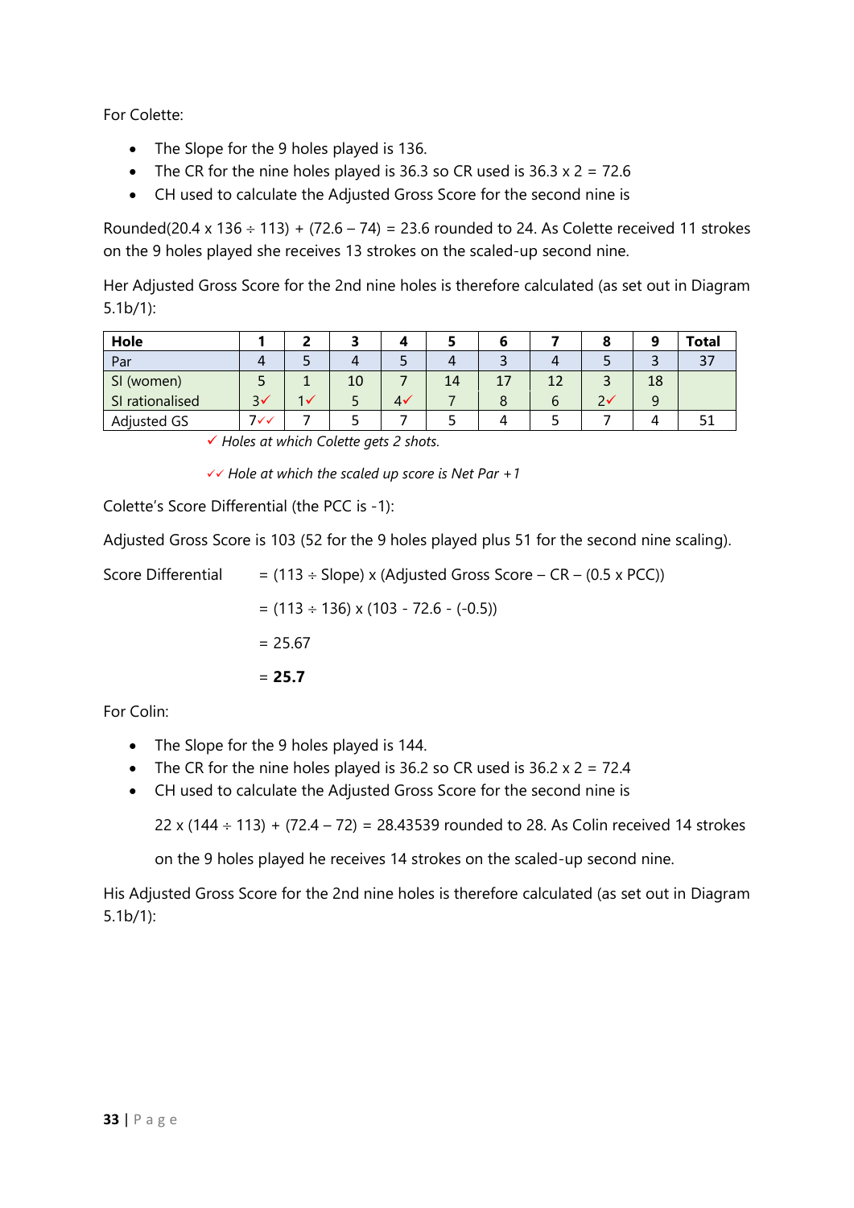For Colette:

- The Slope for the 9 holes played is 136.
- The CR for the nine holes played is 36.3 so CR used is 36.3 x 2 = 72.6
- CH used to calculate the Adjusted Gross Score for the second nine is

Rounded(20.4 x 136 ÷ 113) + (72.6 – 74) = 23.6 rounded to 24. As Colette received 11 strokes on the 9 holes played she receives 13 strokes on the scaled-up second nine.

Her Adjusted Gross Score for the 2nd nine holes is therefore calculated (as set out in Diagram 5.1b/1):

| Hole | 1 | 2 | 3 | 4 | 5 | 6 | 7 | 8 | 9 | Total |
|---|---|---|---|---|---|---|---|---|---|---|
| Par | 4 | 5 | 4 | 5 | 4 | 3 | 4 | 5 | 3 | 37 |
| SI (women) | 5 | 1 | 10 | 7 | 14 | 17 | 12 | 3 | 18 | |
| SI rationalised | 3✓ | 1✓ | 5 | 4✓ | 7 | 8 | 6 | 2✓ | 9 | |
| Adjusted GS | 7✓✓ | 7 | 5 | 7 | 5 | 4 | 5 | 7 | 4 | 51 |

✓ *Holes at which Colette gets 2 shots.*

✓✓ *Hole at which the scaled up score is Net Par +1*

Colette's Score Differential (the PCC is -1):

Adjusted Gross Score is 103 (52 for the 9 holes played plus 51 for the second nine scaling).

Score Differential = (113 ÷ Slope) x (Adjusted Gross Score – CR – (0.5 x PCC))

= (113 ÷ 136) x (103 - 72.6 - (-0.5))

= 25.67

= **25.7**

For Colin:

- The Slope for the 9 holes played is 144.
- The CR for the nine holes played is 36.2 so CR used is 36.2 x 2 = 72.4
- CH used to calculate the Adjusted Gross Score for the second nine is

  22 x (144 ÷ 113) + (72.4 – 72) = 28.43539 rounded to 28. As Colin received 14 strokes

  on the 9 holes played he receives 14 strokes on the scaled-up second nine.

His Adjusted Gross Score for the 2nd nine holes is therefore calculated (as set out in Diagram 5.1b/1):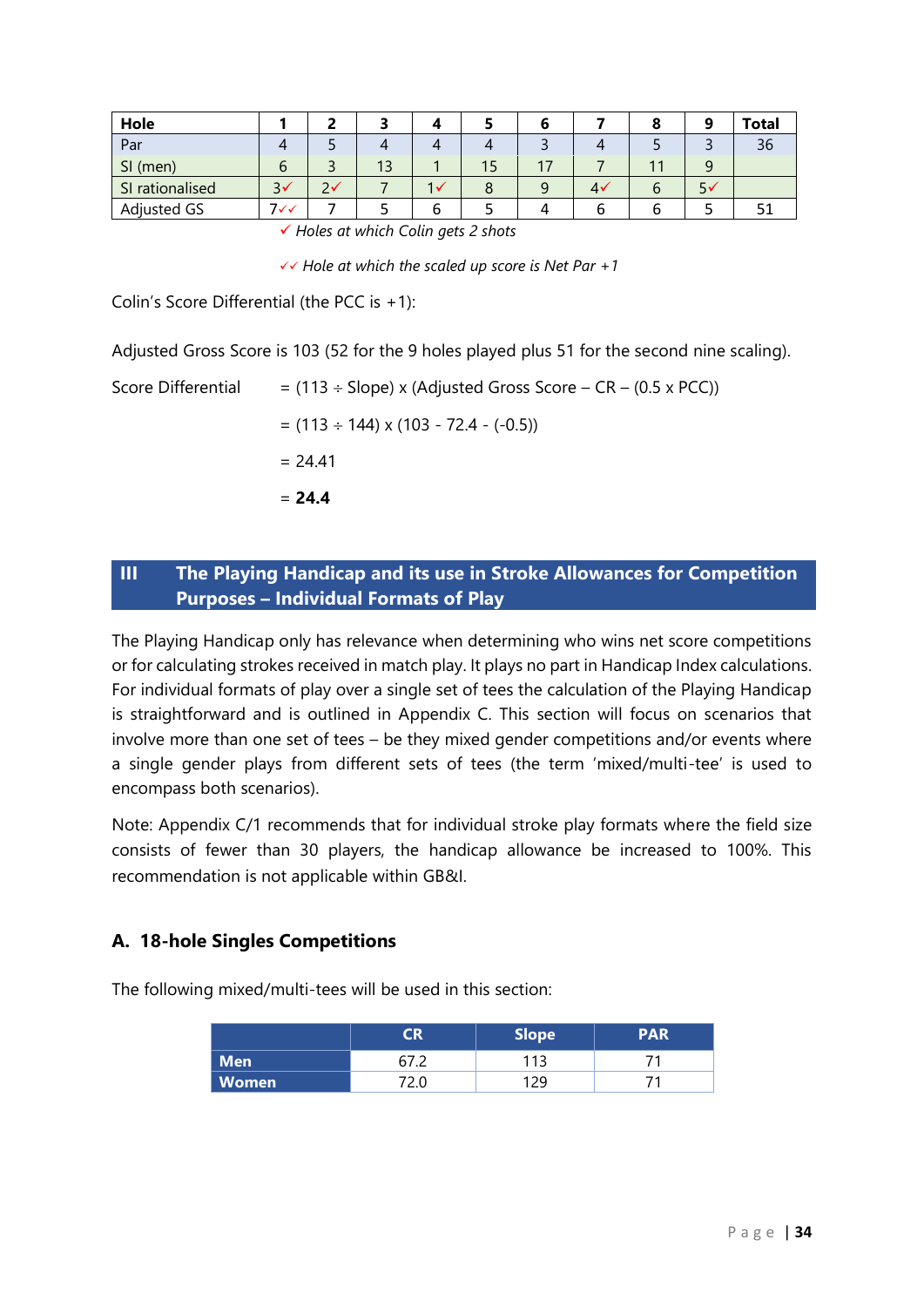| Hole | 1 | 2 | 3 | 4 | 5 | 6 | 7 | 8 | 9 | Total |
|---|---|---|---|---|---|---|---|---|---|---|
| Par | 4 | 5 | 4 | 4 | 4 | 3 | 4 | 5 | 3 | 36 |
| SI (men) | 6 | 3 | 13 | 1 | 15 | 17 | 7 | 11 | 9 | |
| SI rationalised | 3✓ | 2✓ | 7 | 1✓ | 8 | 9 | 4✓ | 6 | 5✓ | |
| Adjusted GS | 7✓✓ | 7 | 5 | 6 | 5 | 4 | 6 | 6 | 5 | 51 |

✓ *Holes at which Colin gets 2 shots*

✓✓ *Hole at which the scaled up score is Net Par +1*

Colin's Score Differential (the PCC is +1):

Adjusted Gross Score is 103 (52 for the 9 holes played plus 51 for the second nine scaling).

Score Differential = (113 ÷ Slope) x (Adjusted Gross Score – CR – (0.5 x PCC))

= (113 ÷ 144) x (103 - 72.4 - (-0.5))

= 24.41

= **24.4**

## III The Playing Handicap and its use in Stroke Allowances for Competition Purposes – Individual Formats of Play

The Playing Handicap only has relevance when determining who wins net score competitions or for calculating strokes received in match play. It plays no part in Handicap Index calculations. For individual formats of play over a single set of tees the calculation of the Playing Handicap is straightforward and is outlined in Appendix C. This section will focus on scenarios that involve more than one set of tees – be they mixed gender competitions and/or events where a single gender plays from different sets of tees (the term 'mixed/multi-tee' is used to encompass both scenarios).

Note: Appendix C/1 recommends that for individual stroke play formats where the field size consists of fewer than 30 players, the handicap allowance be increased to 100%. This recommendation is not applicable within GB&I.

### A. 18-hole Singles Competitions

The following mixed/multi-tees will be used in this section:

| | CR | Slope | PAR |
|---|---|---|---|
| **Men** | 67.2 | 113 | 71 |
| **Women** | 72.0 | 129 | 71 |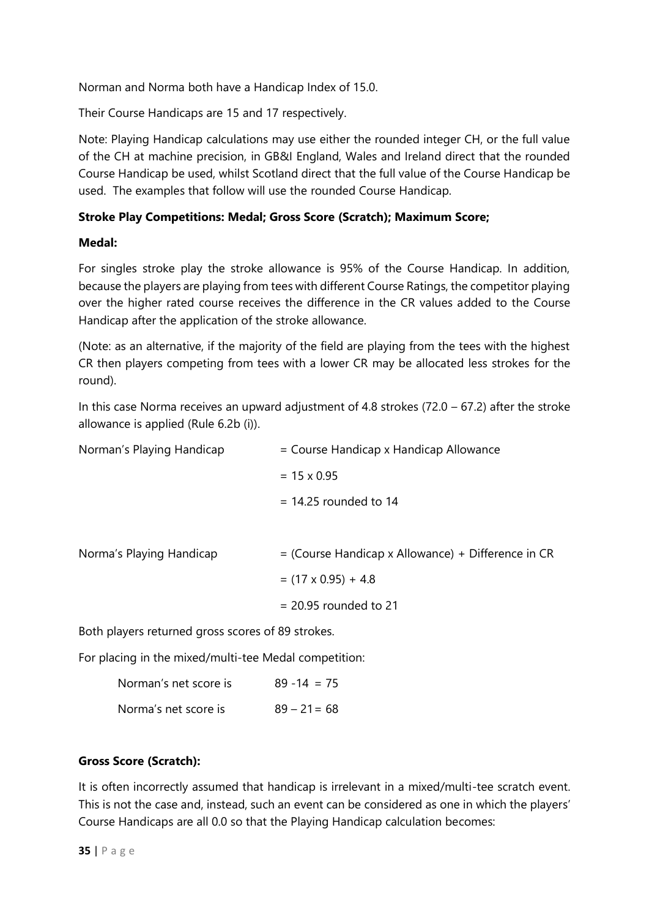Norman and Norma both have a Handicap Index of 15.0.

Their Course Handicaps are 15 and 17 respectively.

Note: Playing Handicap calculations may use either the rounded integer CH, or the full value of the CH at machine precision, in GB&I England, Wales and Ireland direct that the rounded Course Handicap be used, whilst Scotland direct that the full value of the Course Handicap be used. The examples that follow will use the rounded Course Handicap.

**Stroke Play Competitions: Medal; Gross Score (Scratch); Maximum Score;**

**Medal:**

For singles stroke play the stroke allowance is 95% of the Course Handicap. In addition, because the players are playing from tees with different Course Ratings, the competitor playing over the higher rated course receives the difference in the CR values added to the Course Handicap after the application of the stroke allowance.

(Note: as an alternative, if the majority of the field are playing from the tees with the highest CR then players competing from tees with a lower CR may be allocated less strokes for the round).

In this case Norma receives an upward adjustment of 4.8 strokes (72.0 – 67.2) after the stroke allowance is applied (Rule 6.2b (i)).

Norman's Playing Handicap = Course Handicap x Handicap Allowance

= 15 x 0.95

= 14.25 rounded to 14

Norma's Playing Handicap = (Course Handicap x Allowance) + Difference in CR

= (17 x 0.95) + 4.8

= 20.95 rounded to 21

Both players returned gross scores of 89 strokes.

For placing in the mixed/multi-tee Medal competition:

Norman's net score is 89 - 14 = 75

Norma's net score is 89 – 21 = 68

**Gross Score (Scratch):**

It is often incorrectly assumed that handicap is irrelevant in a mixed/multi-tee scratch event. This is not the case and, instead, such an event can be considered as one in which the players' Course Handicaps are all 0.0 so that the Playing Handicap calculation becomes: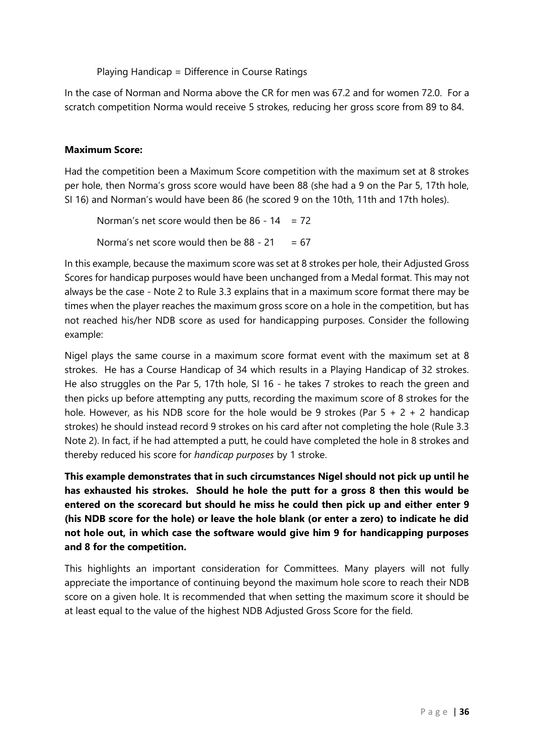Playing Handicap = Difference in Course Ratings

In the case of Norman and Norma above the CR for men was 67.2 and for women 72.0. For a scratch competition Norma would receive 5 strokes, reducing her gross score from 89 to 84.

**Maximum Score:**

Had the competition been a Maximum Score competition with the maximum set at 8 strokes per hole, then Norma's gross score would have been 88 (she had a 9 on the Par 5, 17th hole, SI 16) and Norman's would have been 86 (he scored 9 on the 10th, 11th and 17th holes).

Norman's net score would then be 86 - 14 = 72

Norma's net score would then be 88 - 21 = 67

In this example, because the maximum score was set at 8 strokes per hole, their Adjusted Gross Scores for handicap purposes would have been unchanged from a Medal format. This may not always be the case - Note 2 to Rule 3.3 explains that in a maximum score format there may be times when the player reaches the maximum gross score on a hole in the competition, but has not reached his/her NDB score as used for handicapping purposes. Consider the following example:

Nigel plays the same course in a maximum score format event with the maximum set at 8 strokes. He has a Course Handicap of 34 which results in a Playing Handicap of 32 strokes. He also struggles on the Par 5, 17th hole, SI 16 - he takes 7 strokes to reach the green and then picks up before attempting any putts, recording the maximum score of 8 strokes for the hole. However, as his NDB score for the hole would be 9 strokes (Par 5 + 2 + 2 handicap strokes) he should instead record 9 strokes on his card after not completing the hole (Rule 3.3 Note 2). In fact, if he had attempted a putt, he could have completed the hole in 8 strokes and thereby reduced his score for *handicap purposes* by 1 stroke.

**This example demonstrates that in such circumstances Nigel should not pick up until he has exhausted his strokes. Should he hole the putt for a gross 8 then this would be entered on the scorecard but should he miss he could then pick up and either enter 9 (his NDB score for the hole) or leave the hole blank (or enter a zero) to indicate he did not hole out, in which case the software would give him 9 for handicapping purposes and 8 for the competition.**

This highlights an important consideration for Committees. Many players will not fully appreciate the importance of continuing beyond the maximum hole score to reach their NDB score on a given hole. It is recommended that when setting the maximum score it should be at least equal to the value of the highest NDB Adjusted Gross Score for the field.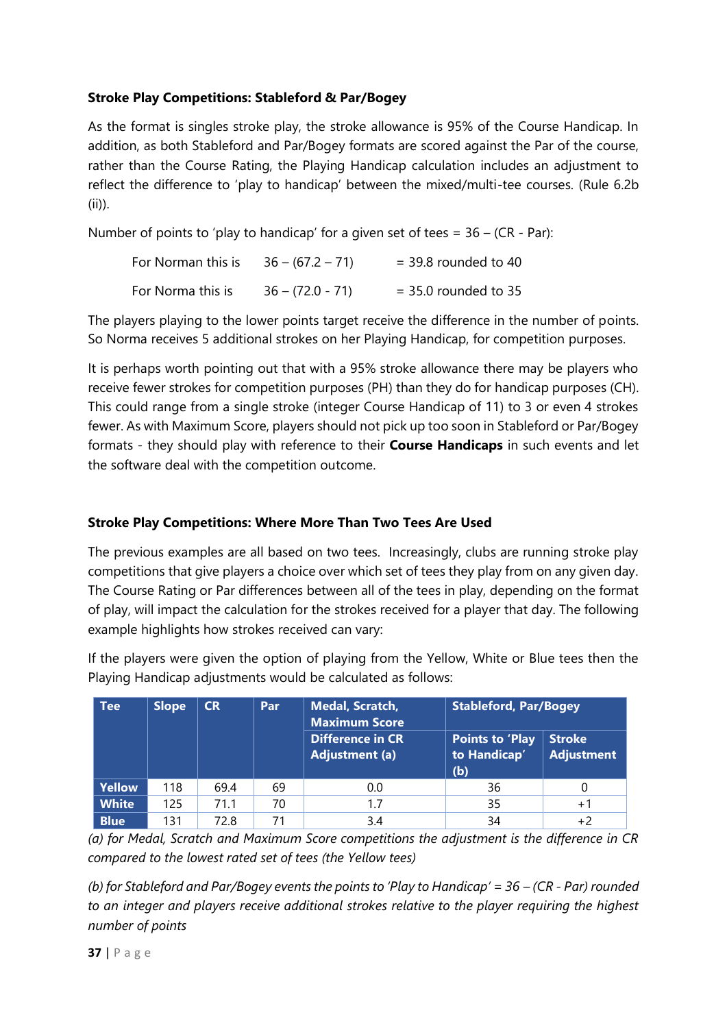**Stroke Play Competitions: Stableford & Par/Bogey**

As the format is singles stroke play, the stroke allowance is 95% of the Course Handicap. In addition, as both Stableford and Par/Bogey formats are scored against the Par of the course, rather than the Course Rating, the Playing Handicap calculation includes an adjustment to reflect the difference to 'play to handicap' between the mixed/multi-tee courses. (Rule 6.2b (ii)).

Number of points to 'play to handicap' for a given set of tees = 36 – (CR - Par):

| | | |
|---|---|---|
| For Norman this is | 36 – (67.2 – 71) | = 39.8 rounded to 40 |
| For Norma this is | 36 – (72.0 - 71) | = 35.0 rounded to 35 |

The players playing to the lower points target receive the difference in the number of points. So Norma receives 5 additional strokes on her Playing Handicap, for competition purposes.

It is perhaps worth pointing out that with a 95% stroke allowance there may be players who receive fewer strokes for competition purposes (PH) than they do for handicap purposes (CH). This could range from a single stroke (integer Course Handicap of 11) to 3 or even 4 strokes fewer. As with Maximum Score, players should not pick up too soon in Stableford or Par/Bogey formats - they should play with reference to their **Course Handicaps** in such events and let the software deal with the competition outcome.

**Stroke Play Competitions: Where More Than Two Tees Are Used**

The previous examples are all based on two tees. Increasingly, clubs are running stroke play competitions that give players a choice over which set of tees they play from on any given day. The Course Rating or Par differences between all of the tees in play, depending on the format of play, will impact the calculation for the strokes received for a player that day. The following example highlights how strokes received can vary:

If the players were given the option of playing from the Yellow, White or Blue tees then the Playing Handicap adjustments would be calculated as follows:

| Tee | Slope | CR | Par | Medal, Scratch, Maximum Score | Stableford, Par/Bogey | |
|---|---|---|---|---|---|---|
| | | | | Difference in CR Adjustment (a) | Points to 'Play to Handicap' (b) | Stroke Adjustment |
| Yellow | 118 | 69.4 | 69 | 0.0 | 36 | 0 |
| White | 125 | 71.1 | 70 | 1.7 | 35 | +1 |
| Blue | 131 | 72.8 | 71 | 3.4 | 34 | +2 |

*(a) for Medal, Scratch and Maximum Score competitions the adjustment is the difference in CR compared to the lowest rated set of tees (the Yellow tees)*

*(b) for Stableford and Par/Bogey events the points to 'Play to Handicap' = 36 – (CR - Par) rounded to an integer and players receive additional strokes relative to the player requiring the highest number of points*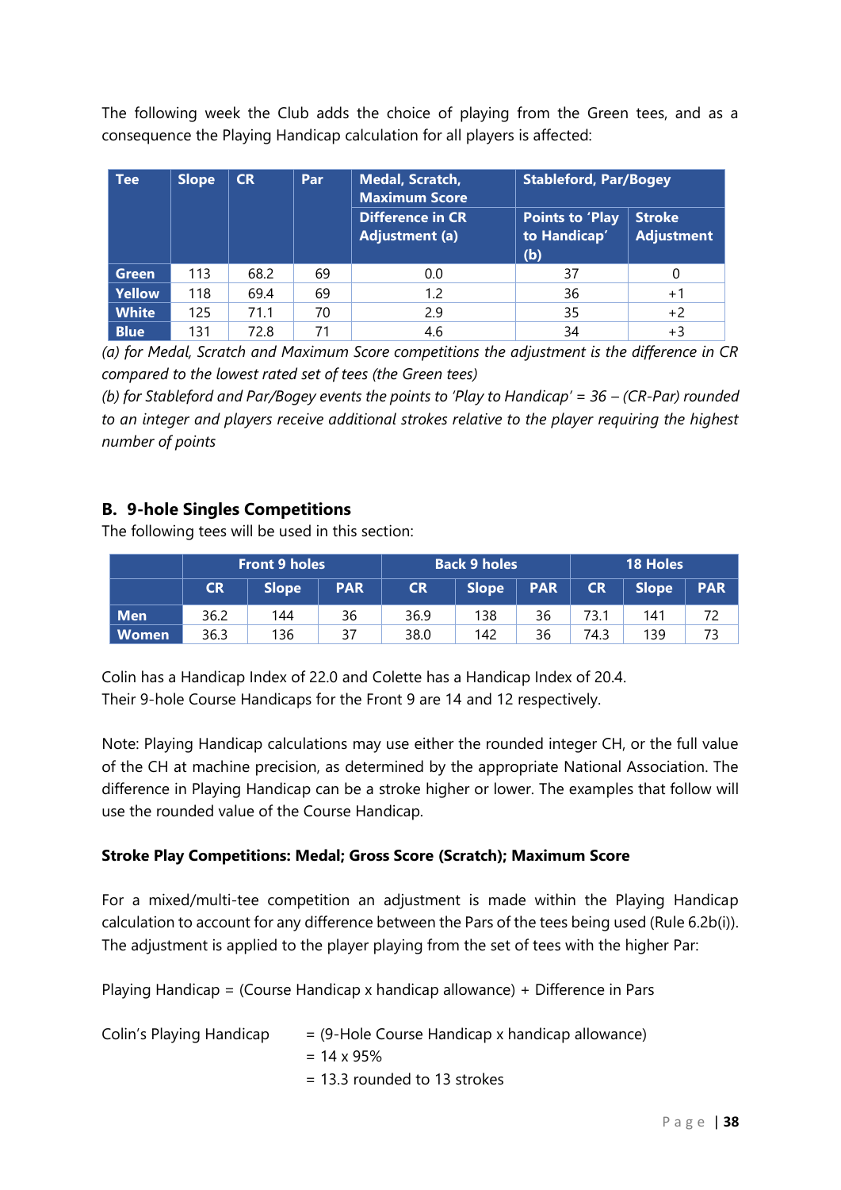The following week the Club adds the choice of playing from the Green tees, and as a consequence the Playing Handicap calculation for all players is affected:

| Tee | Slope | CR | Par | Medal, Scratch, Maximum Score | Stableford, Par/Bogey | |
|---|---|---|---|---|---|---|
| | | | | Difference in CR Adjustment (a) | Points to 'Play to Handicap' (b) | Stroke Adjustment |
| **Green** | 113 | 68.2 | 69 | 0.0 | 37 | 0 |
| **Yellow** | 118 | 69.4 | 69 | 1.2 | 36 | +1 |
| **White** | 125 | 71.1 | 70 | 2.9 | 35 | +2 |
| **Blue** | 131 | 72.8 | 71 | 4.6 | 34 | +3 |

*(a) for Medal, Scratch and Maximum Score competitions the adjustment is the difference in CR compared to the lowest rated set of tees (the Green tees)*

*(b) for Stableford and Par/Bogey events the points to 'Play to Handicap' = 36 – (CR-Par) rounded to an integer and players receive additional strokes relative to the player requiring the highest number of points*

## B. 9-hole Singles Competitions

The following tees will be used in this section:

| | Front 9 holes | | | Back 9 holes | | | 18 Holes | | |
|---|---|---|---|---|---|---|---|---|---|
| | **CR** | **Slope** | **PAR** | **CR** | **Slope** | **PAR** | **CR** | **Slope** | **PAR** |
| **Men** | 36.2 | 144 | 36 | 36.9 | 138 | 36 | 73.1 | 141 | 72 |
| **Women** | 36.3 | 136 | 37 | 38.0 | 142 | 36 | 74.3 | 139 | 73 |

Colin has a Handicap Index of 22.0 and Colette has a Handicap Index of 20.4.
Their 9-hole Course Handicaps for the Front 9 are 14 and 12 respectively.

Note: Playing Handicap calculations may use either the rounded integer CH, or the full value of the CH at machine precision, as determined by the appropriate National Association. The difference in Playing Handicap can be a stroke higher or lower. The examples that follow will use the rounded value of the Course Handicap.

**Stroke Play Competitions: Medal; Gross Score (Scratch); Maximum Score**

For a mixed/multi-tee competition an adjustment is made within the Playing Handicap calculation to account for any difference between the Pars of the tees being used (Rule 6.2b(i)). The adjustment is applied to the player playing from the set of tees with the higher Par:

Playing Handicap = (Course Handicap x handicap allowance) + Difference in Pars

Colin's Playing Handicap = (9-Hole Course Handicap x handicap allowance)
= 14 x 95%
= 13.3 rounded to 13 strokes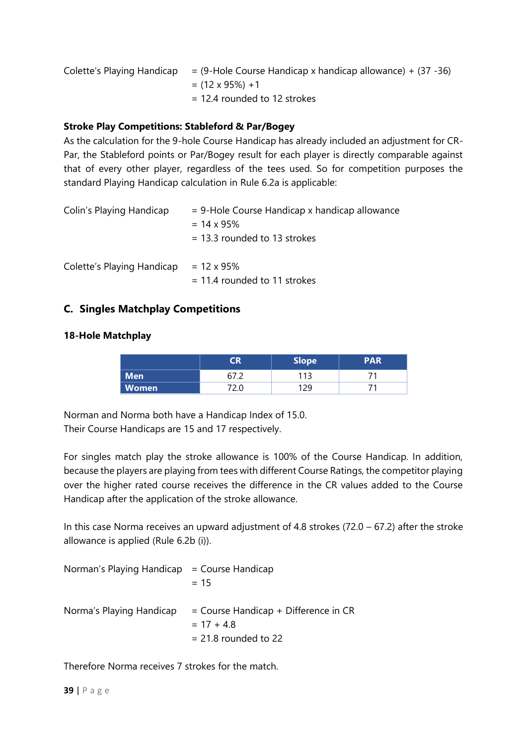Colette's Playing Handicap = (9-Hole Course Handicap x handicap allowance) + (37 -36)
= (12 x 95%) +1
= 12.4 rounded to 12 strokes

**Stroke Play Competitions: Stableford & Par/Bogey**

As the calculation for the 9-hole Course Handicap has already included an adjustment for CR-Par, the Stableford points or Par/Bogey result for each player is directly comparable against that of every other player, regardless of the tees used. So for competition purposes the standard Playing Handicap calculation in Rule 6.2a is applicable:

Colin's Playing Handicap = 9-Hole Course Handicap x handicap allowance
= 14 x 95%
= 13.3 rounded to 13 strokes

Colette's Playing Handicap = 12 x 95%
= 11.4 rounded to 11 strokes

## C. Singles Matchplay Competitions

**18-Hole Matchplay**

| | CR | Slope | PAR |
|---|---|---|---|
| **Men** | 67.2 | 113 | 71 |
| **Women** | 72.0 | 129 | 71 |

Norman and Norma both have a Handicap Index of 15.0.
Their Course Handicaps are 15 and 17 respectively.

For singles match play the stroke allowance is 100% of the Course Handicap. In addition, because the players are playing from tees with different Course Ratings, the competitor playing over the higher rated course receives the difference in the CR values added to the Course Handicap after the application of the stroke allowance.

In this case Norma receives an upward adjustment of 4.8 strokes (72.0 – 67.2) after the stroke allowance is applied (Rule 6.2b (i)).

Norman's Playing Handicap = Course Handicap
= 15

Norma's Playing Handicap = Course Handicap + Difference in CR
= 17 + 4.8
= 21.8 rounded to 22

Therefore Norma receives 7 strokes for the match.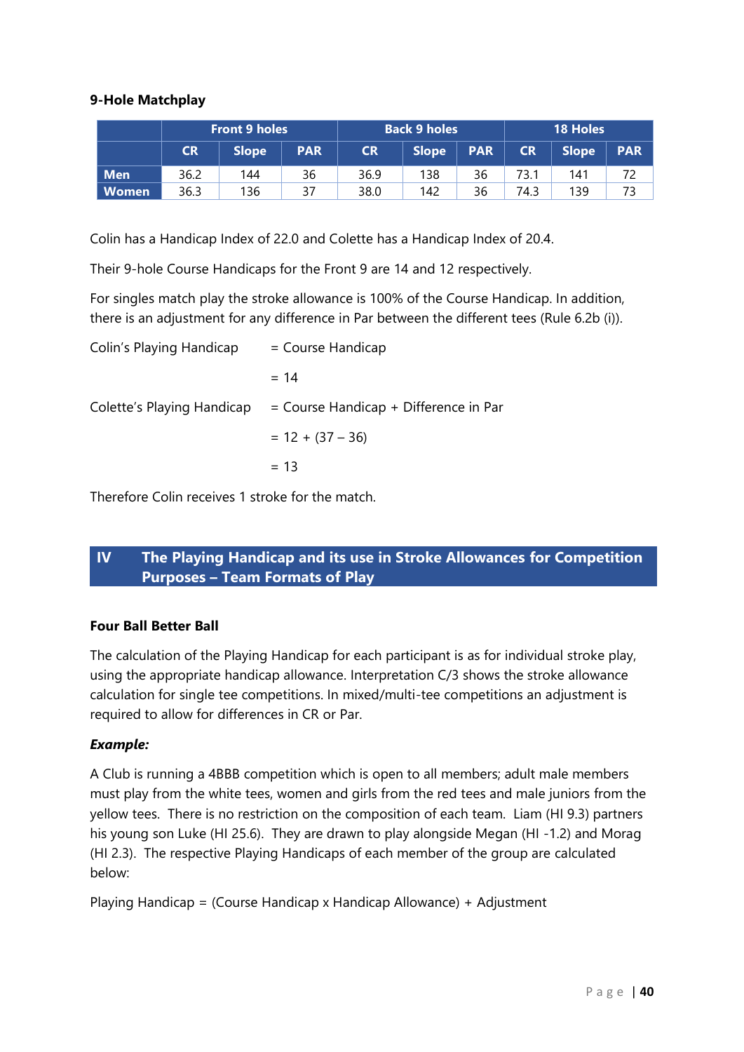**9-Hole Matchplay**

| | Front 9 holes | | | Back 9 holes | | | 18 Holes | | |
|---|---|---|---|---|---|---|---|---|---|
| | CR | Slope | PAR | CR | Slope | PAR | CR | Slope | PAR |
| **Men** | 36.2 | 144 | 36 | 36.9 | 138 | 36 | 73.1 | 141 | 72 |
| **Women** | 36.3 | 136 | 37 | 38.0 | 142 | 36 | 74.3 | 139 | 73 |

Colin has a Handicap Index of 22.0 and Colette has a Handicap Index of 20.4.

Their 9-hole Course Handicaps for the Front 9 are 14 and 12 respectively.

For singles match play the stroke allowance is 100% of the Course Handicap. In addition, there is an adjustment for any difference in Par between the different tees (Rule 6.2b (i)).

Colin's Playing Handicap = Course Handicap

= 14

Colette's Playing Handicap = Course Handicap + Difference in Par

= 12 + (37 – 36)

= 13

Therefore Colin receives 1 stroke for the match.

## IV The Playing Handicap and its use in Stroke Allowances for Competition Purposes – Team Formats of Play

**Four Ball Better Ball**

The calculation of the Playing Handicap for each participant is as for individual stroke play, using the appropriate handicap allowance. Interpretation C/3 shows the stroke allowance calculation for single tee competitions. In mixed/multi-tee competitions an adjustment is required to allow for differences in CR or Par.

***Example:***

A Club is running a 4BBB competition which is open to all members; adult male members must play from the white tees, women and girls from the red tees and male juniors from the yellow tees. There is no restriction on the composition of each team. Liam (HI 9.3) partners his young son Luke (HI 25.6). They are drawn to play alongside Megan (HI -1.2) and Morag (HI 2.3). The respective Playing Handicaps of each member of the group are calculated below:

Playing Handicap = (Course Handicap x Handicap Allowance) + Adjustment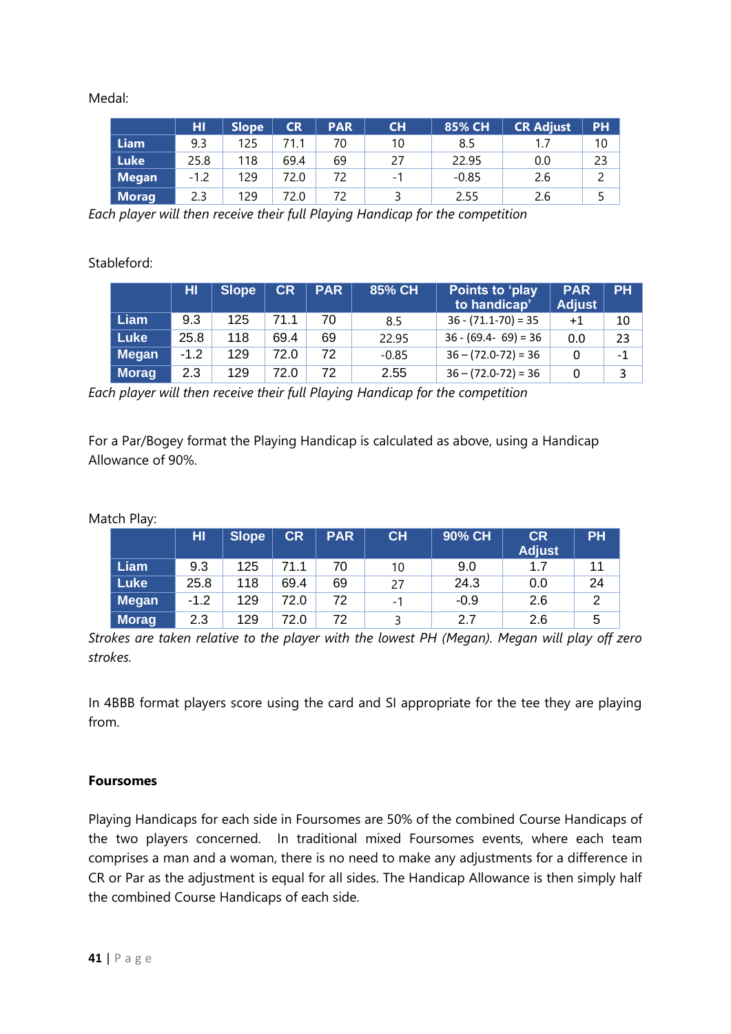Medal:

| | HI | Slope | CR | PAR | CH | 85% CH | CR Adjust | PH |
|---|---|---|---|---|---|---|---|---|
| Liam | 9.3 | 125 | 71.1 | 70 | 10 | 8.5 | 1.7 | 10 |
| Luke | 25.8 | 118 | 69.4 | 69 | 27 | 22.95 | 0.0 | 23 |
| Megan | -1.2 | 129 | 72.0 | 72 | -1 | -0.85 | 2.6 | 2 |
| Morag | 2.3 | 129 | 72.0 | 72 | 3 | 2.55 | 2.6 | 5 |

*Each player will then receive their full Playing Handicap for the competition*

Stableford:

| | HI | Slope | CR | PAR | 85% CH | Points to 'play to handicap' | PAR Adjust | PH |
|---|---|---|---|---|---|---|---|---|
| Liam | 9.3 | 125 | 71.1 | 70 | 8.5 | 36 - (71.1-70) = 35 | +1 | 10 |
| Luke | 25.8 | 118 | 69.4 | 69 | 22.95 | 36 - (69.4- 69) = 36 | 0.0 | 23 |
| Megan | -1.2 | 129 | 72.0 | 72 | -0.85 | 36 – (72.0-72) = 36 | 0 | -1 |
| Morag | 2.3 | 129 | 72.0 | 72 | 2.55 | 36 – (72.0-72) = 36 | 0 | 3 |

*Each player will then receive their full Playing Handicap for the competition*

For a Par/Bogey format the Playing Handicap is calculated as above, using a Handicap Allowance of 90%.

Match Play:

| | HI | Slope | CR | PAR | CH | 90% CH | CR Adjust | PH |
|---|---|---|---|---|---|---|---|---|
| Liam | 9.3 | 125 | 71.1 | 70 | 10 | 9.0 | 1.7 | 11 |
| Luke | 25.8 | 118 | 69.4 | 69 | 27 | 24.3 | 0.0 | 24 |
| Megan | -1.2 | 129 | 72.0 | 72 | -1 | -0.9 | 2.6 | 2 |
| Morag | 2.3 | 129 | 72.0 | 72 | 3 | 2.7 | 2.6 | 5 |

*Strokes are taken relative to the player with the lowest PH (Megan). Megan will play off zero strokes.*

In 4BBB format players score using the card and SI appropriate for the tee they are playing from.

**Foursomes**

Playing Handicaps for each side in Foursomes are 50% of the combined Course Handicaps of the two players concerned. In traditional mixed Foursomes events, where each team comprises a man and a woman, there is no need to make any adjustments for a difference in CR or Par as the adjustment is equal for all sides. The Handicap Allowance is then simply half the combined Course Handicaps of each side.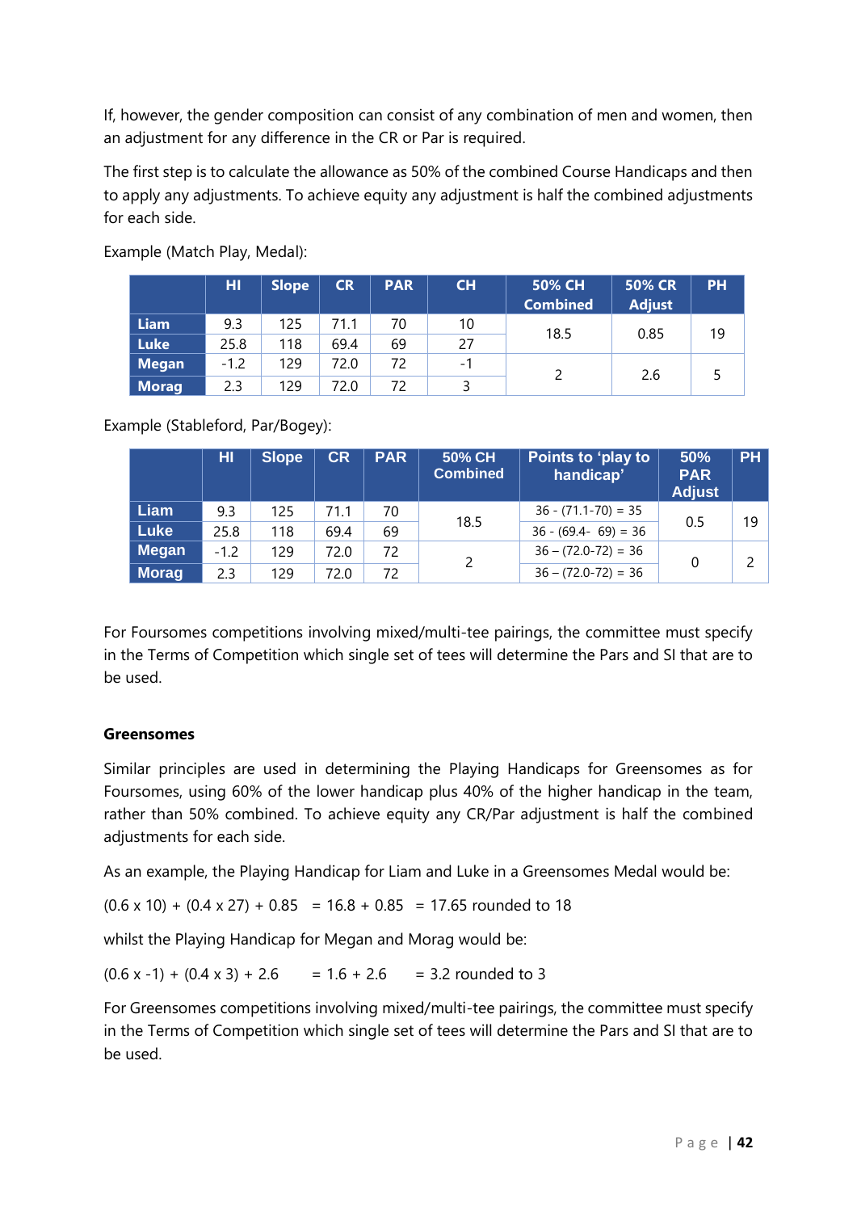If, however, the gender composition can consist of any combination of men and women, then an adjustment for any difference in the CR or Par is required.

The first step is to calculate the allowance as 50% of the combined Course Handicaps and then to apply any adjustments. To achieve equity any adjustment is half the combined adjustments for each side.

Example (Match Play, Medal):

| | HI | Slope | CR | PAR | CH | 50% CH Combined | 50% CR Adjust | PH |
|---|---|---|---|---|---|---|---|---|
| **Liam** | 9.3 | 125 | 71.1 | 70 | 10 | 18.5 | 0.85 | 19 |
| **Luke** | 25.8 | 118 | 69.4 | 69 | 27 | | | |
| **Megan** | -1.2 | 129 | 72.0 | 72 | -1 | 2 | 2.6 | 5 |
| **Morag** | 2.3 | 129 | 72.0 | 72 | 3 | | | |

Example (Stableford, Par/Bogey):

| | HI | Slope | CR | PAR | 50% CH Combined | Points to 'play to handicap' | 50% PAR Adjust | PH |
|---|---|---|---|---|---|---|---|---|
| **Liam** | 9.3 | 125 | 71.1 | 70 | 18.5 | 36 - (71.1-70) = 35 | 0.5 | 19 |
| **Luke** | 25.8 | 118 | 69.4 | 69 | | 36 - (69.4- 69) = 36 | | |
| **Megan** | -1.2 | 129 | 72.0 | 72 | 2 | 36 – (72.0-72) = 36 | 0 | 2 |
| **Morag** | 2.3 | 129 | 72.0 | 72 | | 36 – (72.0-72) = 36 | | |

For Foursomes competitions involving mixed/multi-tee pairings, the committee must specify in the Terms of Competition which single set of tees will determine the Pars and SI that are to be used.

**Greensomes**

Similar principles are used in determining the Playing Handicaps for Greensomes as for Foursomes, using 60% of the lower handicap plus 40% of the higher handicap in the team, rather than 50% combined. To achieve equity any CR/Par adjustment is half the combined adjustments for each side.

As an example, the Playing Handicap for Liam and Luke in a Greensomes Medal would be:

$(0.6 \times 10) + (0.4 \times 27) + 0.85 = 16.8 + 0.85 = 17.65$ rounded to 18

whilst the Playing Handicap for Megan and Morag would be:

$(0.6 \times -1) + (0.4 \times 3) + 2.6 = 1.6 + 2.6 = 3.2$ rounded to 3

For Greensomes competitions involving mixed/multi-tee pairings, the committee must specify in the Terms of Competition which single set of tees will determine the Pars and SI that are to be used.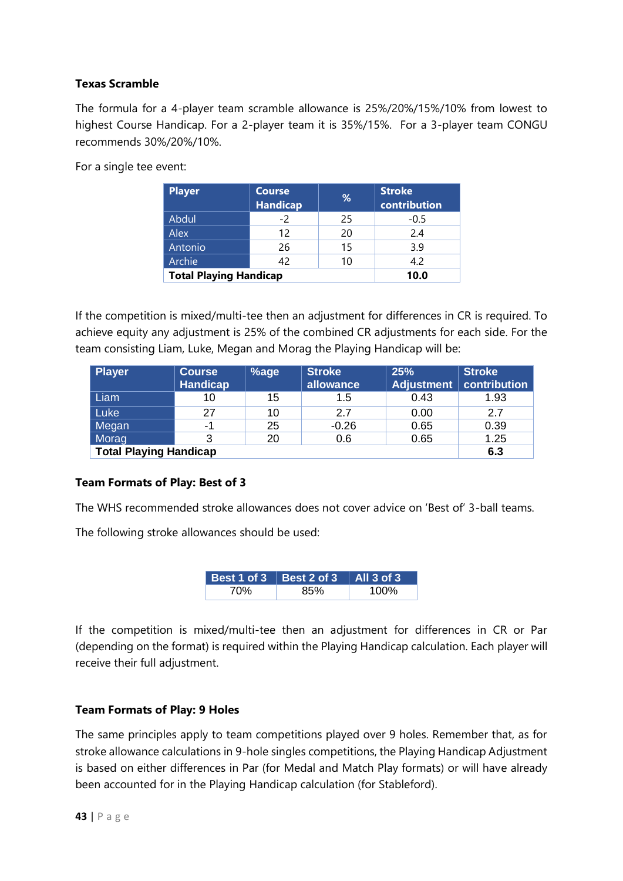**Texas Scramble**

The formula for a 4-player team scramble allowance is 25%/20%/15%/10% from lowest to highest Course Handicap. For a 2-player team it is 35%/15%. For a 3-player team CONGU recommends 30%/20%/10%.

For a single tee event:

| Player | Course Handicap | % | Stroke contribution |
|---|---|---|---|
| Abdul | -2 | 25 | -0.5 |
| Alex | 12 | 20 | 2.4 |
| Antonio | 26 | 15 | 3.9 |
| Archie | 42 | 10 | 4.2 |
| **Total Playing Handicap** | | | **10.0** |

If the competition is mixed/multi-tee then an adjustment for differences in CR is required. To achieve equity any adjustment is 25% of the combined CR adjustments for each side. For the team consisting Liam, Luke, Megan and Morag the Playing Handicap will be:

| Player | Course Handicap | %age | Stroke allowance | 25% Adjustment | Stroke contribution |
|---|---|---|---|---|---|
| Liam | 10 | 15 | 1.5 | 0.43 | 1.93 |
| Luke | 27 | 10 | 2.7 | 0.00 | 2.7 |
| Megan | -1 | 25 | -0.26 | 0.65 | 0.39 |
| Morag | 3 | 20 | 0.6 | 0.65 | 1.25 |
| **Total Playing Handicap** | | | | | **6.3** |

**Team Formats of Play: Best of 3**

The WHS recommended stroke allowances does not cover advice on 'Best of' 3-ball teams.

The following stroke allowances should be used:

| Best 1 of 3 | Best 2 of 3 | All 3 of 3 |
|---|---|---|
| 70% | 85% | 100% |

If the competition is mixed/multi-tee then an adjustment for differences in CR or Par (depending on the format) is required within the Playing Handicap calculation. Each player will receive their full adjustment.

**Team Formats of Play: 9 Holes**

The same principles apply to team competitions played over 9 holes. Remember that, as for stroke allowance calculations in 9-hole singles competitions, the Playing Handicap Adjustment is based on either differences in Par (for Medal and Match Play formats) or will have already been accounted for in the Playing Handicap calculation (for Stableford).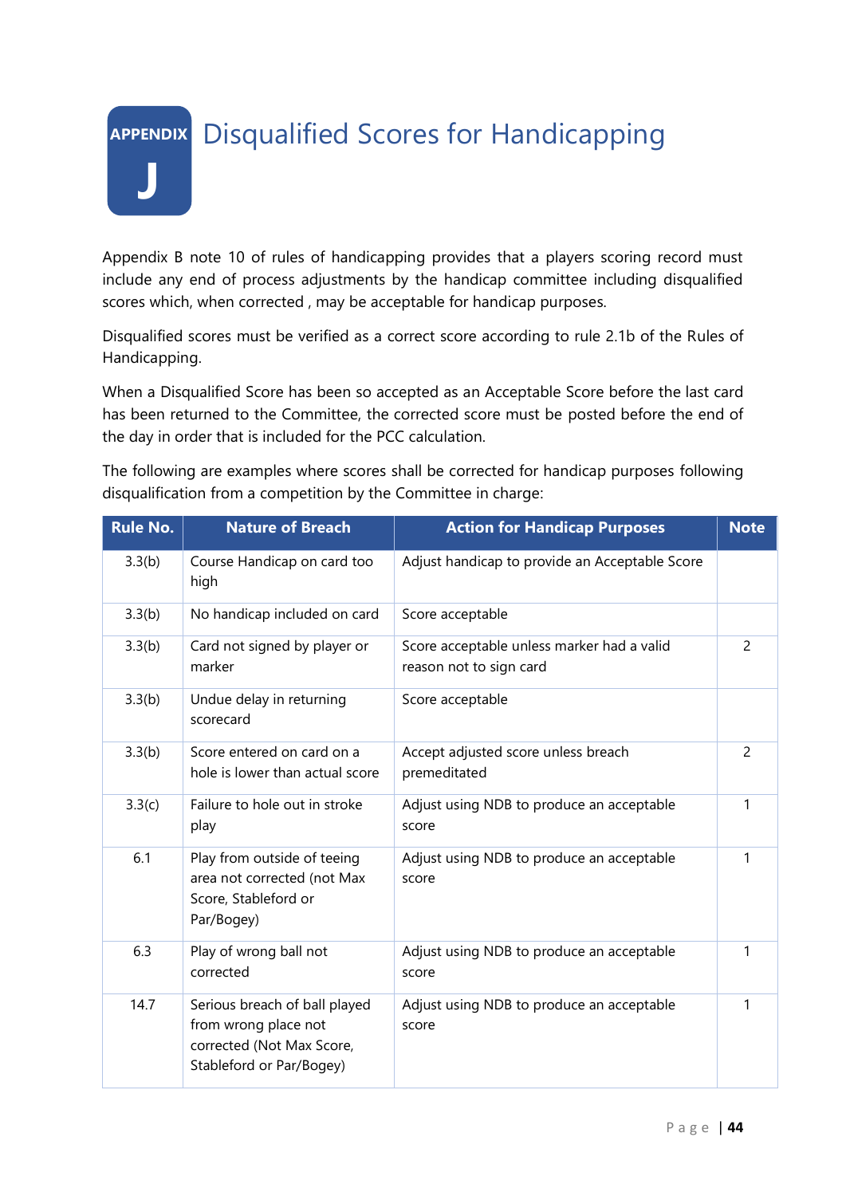# APPENDIX J Disqualified Scores for Handicapping

Appendix B note 10 of rules of handicapping provides that a players scoring record must include any end of process adjustments by the handicap committee including disqualified scores which, when corrected , may be acceptable for handicap purposes.

Disqualified scores must be verified as a correct score according to rule 2.1b of the Rules of Handicapping.

When a Disqualified Score has been so accepted as an Acceptable Score before the last card has been returned to the Committee, the corrected score must be posted before the end of the day in order that is included for the PCC calculation.

The following are examples where scores shall be corrected for handicap purposes following disqualification from a competition by the Committee in charge:

| Rule No. | Nature of Breach | Action for Handicap Purposes | Note |
|---|---|---|---|
| 3.3(b) | Course Handicap on card too high | Adjust handicap to provide an Acceptable Score | |
| 3.3(b) | No handicap included on card | Score acceptable | |
| 3.3(b) | Card not signed by player or marker | Score acceptable unless marker had a valid reason not to sign card | 2 |
| 3.3(b) | Undue delay in returning scorecard | Score acceptable | |
| 3.3(b) | Score entered on card on a hole is lower than actual score | Accept adjusted score unless breach premeditated | 2 |
| 3.3(c) | Failure to hole out in stroke play | Adjust using NDB to produce an acceptable score | 1 |
| 6.1 | Play from outside of teeing area not corrected (not Max Score, Stableford or Par/Bogey) | Adjust using NDB to produce an acceptable score | 1 |
| 6.3 | Play of wrong ball not corrected | Adjust using NDB to produce an acceptable score | 1 |
| 14.7 | Serious breach of ball played from wrong place not corrected (Not Max Score, Stableford or Par/Bogey) | Adjust using NDB to produce an acceptable score | 1 |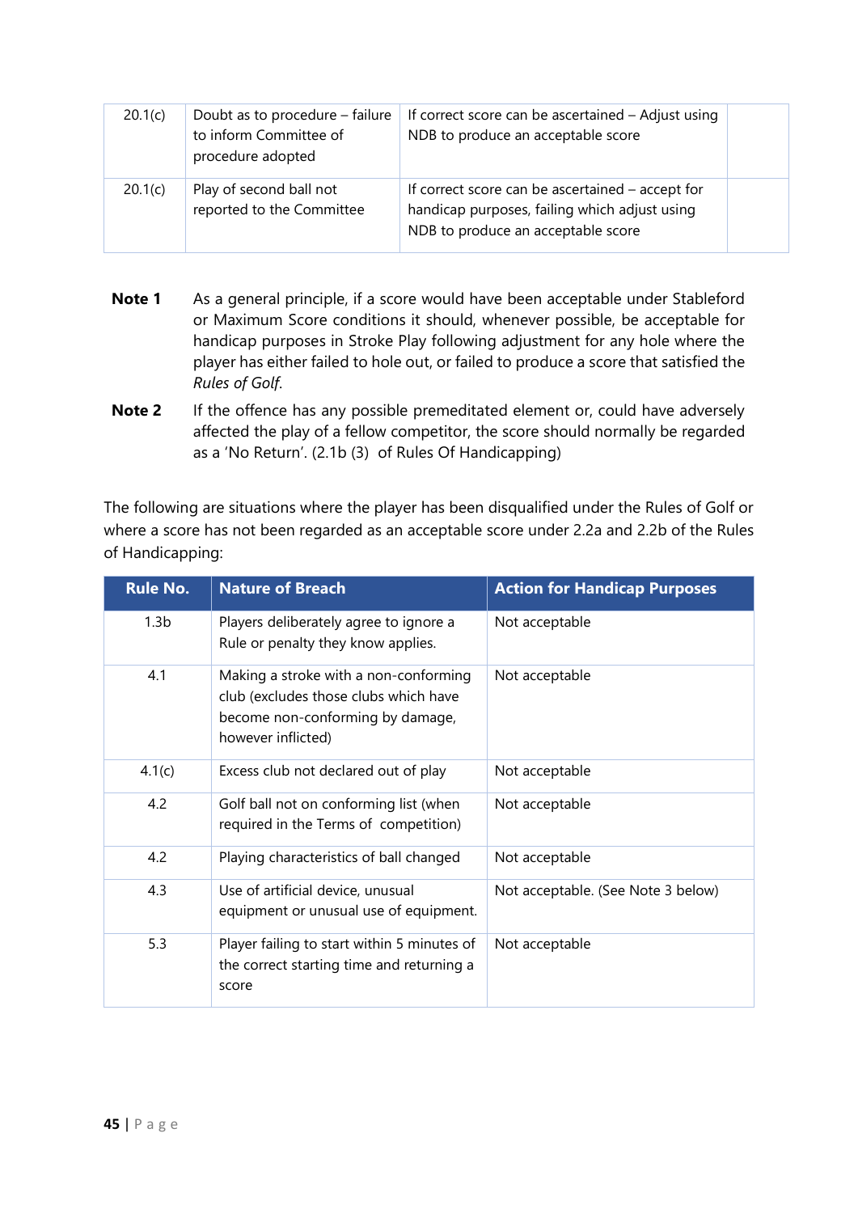| | | | |
|---|---|---|---|
| 20.1(c) | Doubt as to procedure – failure to inform Committee of procedure adopted | If correct score can be ascertained – Adjust using NDB to produce an acceptable score | |
| 20.1(c) | Play of second ball not reported to the Committee | If correct score can be ascertained – accept for handicap purposes, failing which adjust using NDB to produce an acceptable score | |

**Note 1** As a general principle, if a score would have been acceptable under Stableford or Maximum Score conditions it should, whenever possible, be acceptable for handicap purposes in Stroke Play following adjustment for any hole where the player has either failed to hole out, or failed to produce a score that satisfied the *Rules of Golf*.

**Note 2** If the offence has any possible premeditated element or, could have adversely affected the play of a fellow competitor, the score should normally be regarded as a 'No Return'. (2.1b (3) of Rules Of Handicapping)

The following are situations where the player has been disqualified under the Rules of Golf or where a score has not been regarded as an acceptable score under 2.2a and 2.2b of the Rules of Handicapping:

| Rule No. | Nature of Breach | Action for Handicap Purposes |
|---|---|---|
| 1.3b | Players deliberately agree to ignore a Rule or penalty they know applies. | Not acceptable |
| 4.1 | Making a stroke with a non-conforming club (excludes those clubs which have become non-conforming by damage, however inflicted) | Not acceptable |
| 4.1(c) | Excess club not declared out of play | Not acceptable |
| 4.2 | Golf ball not on conforming list (when required in the Terms of competition) | Not acceptable |
| 4.2 | Playing characteristics of ball changed | Not acceptable |
| 4.3 | Use of artificial device, unusual equipment or unusual use of equipment. | Not acceptable. (See Note 3 below) |
| 5.3 | Player failing to start within 5 minutes of the correct starting time and returning a score | Not acceptable |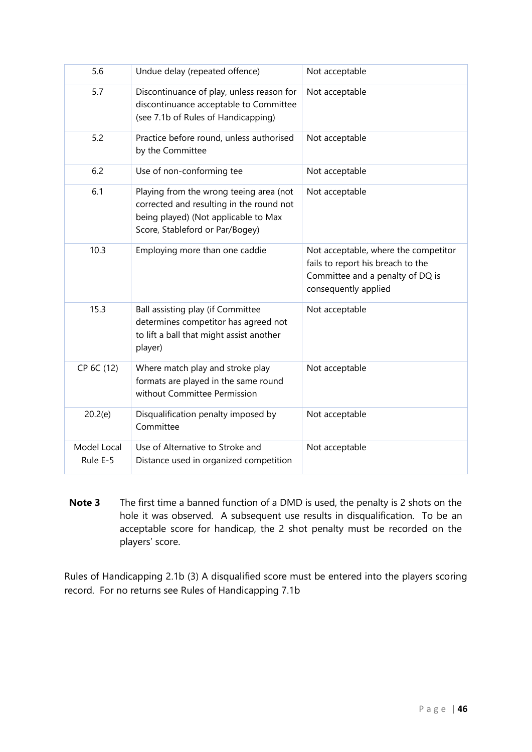| | | |
|---|---|---|
| 5.6 | Undue delay (repeated offence) | Not acceptable |
| 5.7 | Discontinuance of play, unless reason for discontinuance acceptable to Committee (see 7.1b of Rules of Handicapping) | Not acceptable |
| 5.2 | Practice before round, unless authorised by the Committee | Not acceptable |
| 6.2 | Use of non-conforming tee | Not acceptable |
| 6.1 | Playing from the wrong teeing area (not corrected and resulting in the round not being played) (Not applicable to Max Score, Stableford or Par/Bogey) | Not acceptable |
| 10.3 | Employing more than one caddie | Not acceptable, where the competitor fails to report his breach to the Committee and a penalty of DQ is consequently applied |
| 15.3 | Ball assisting play (if Committee determines competitor has agreed not to lift a ball that might assist another player) | Not acceptable |
| CP 6C (12) | Where match play and stroke play formats are played in the same round without Committee Permission | Not acceptable |
| 20.2(e) | Disqualification penalty imposed by Committee | Not acceptable |
| Model Local Rule E-5 | Use of Alternative to Stroke and Distance used in organized competition | Not acceptable |

**Note 3** The first time a banned function of a DMD is used, the penalty is 2 shots on the hole it was observed. A subsequent use results in disqualification. To be an acceptable score for handicap, the 2 shot penalty must be recorded on the players' score.

Rules of Handicapping 2.1b (3) A disqualified score must be entered into the players scoring record. For no returns see Rules of Handicapping 7.1b